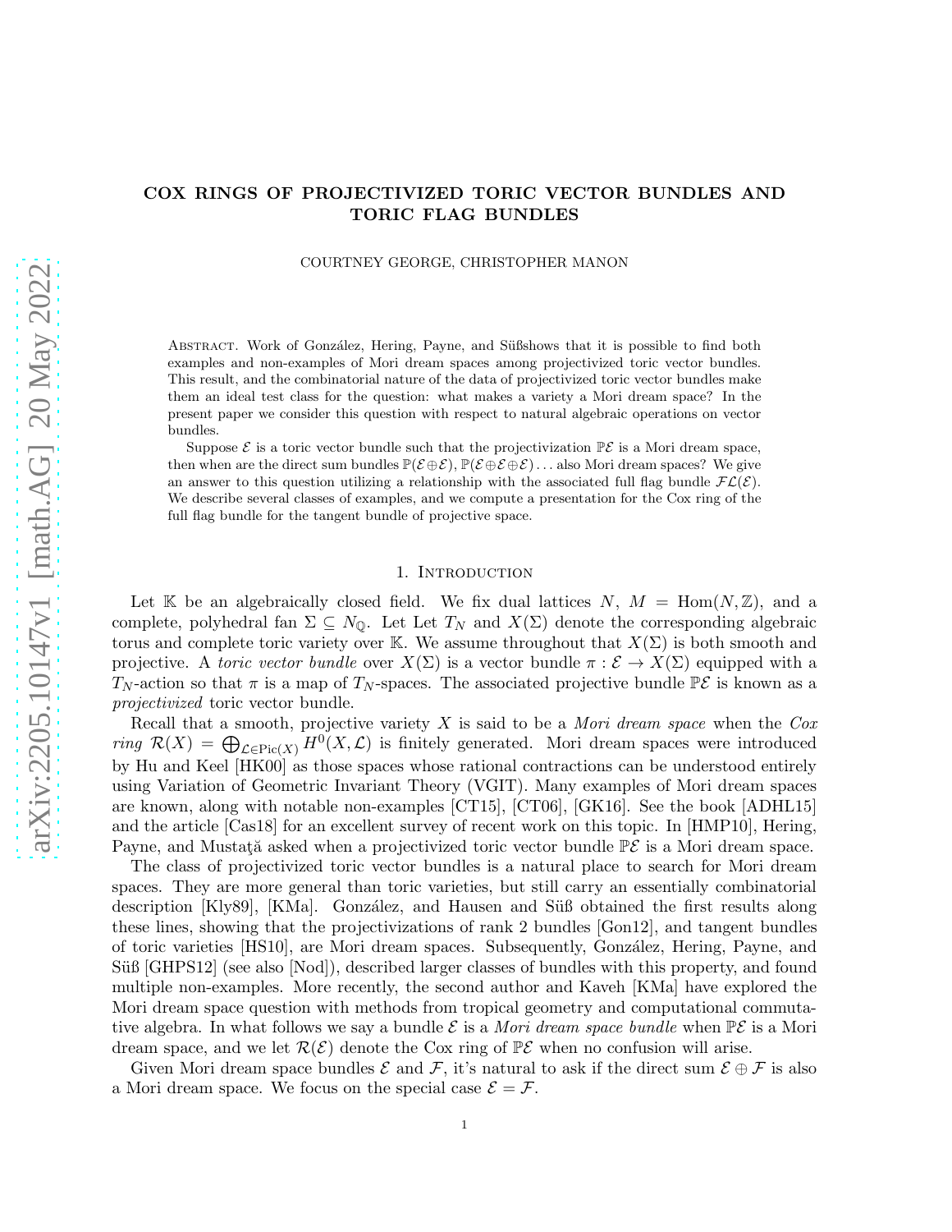# COX RINGS OF PROJECTIVIZED TORIC VECTOR BUNDLES AND TORIC FLAG BUNDLES

COURTNEY GEORGE, CHRISTOPHER MANON

Abstract. Work of González, Hering, Payne, and Süßshows that it is possible to find both examples and non-examples of Mori dream spaces among projectivized toric vector bundles. This result, and the combinatorial nature of the data of projectivized toric vector bundles make them an ideal test class for the question: what makes a variety a Mori dream space? In the present paper we consider this question with respect to natural algebraic operations on vector bundles.

Suppose $\mathcal{E}$ is a toric vector bundle such that the projectivization $\mathbb{P}\mathcal{E}$ is a Mori dream space, then when are the direct sum bundles $\mathbb{P}(\mathcal{E}\oplus\mathcal{E}), \mathbb{P}(\mathcal{E}\oplus\mathcal{E}\oplus\mathcal{E})\ldots$ also Mori dream spaces? We give an answer to this question utilizing a relationship with the associated full flag bundle $\mathcal{FL}(\mathcal{E})$. We describe several classes of examples, and we compute a presentation for the Cox ring of the full flag bundle for the tangent bundle of projective space.

## 1. Introduction

Let $\mathbb{K}$ be an algebraically closed field. We fix dual lattices $N$, $M = \mathrm{Hom}(N, \mathbb{Z})$, and a complete, polyhedral fan $\Sigma \subseteq N_{\mathbb{Q}}$. Let Let $T_N$ and $X(\Sigma)$ denote the corresponding algebraic torus and complete toric variety over $\mathbb{K}$. We assume throughout that $X(\Sigma)$ is both smooth and projective. A *toric vector bundle* over $X(\Sigma)$ is a vector bundle $\pi : \mathcal{E} \to X(\Sigma)$ equipped with a $T_N$-action so that $\pi$ is a map of $T_N$-spaces. The associated projective bundle $\mathbb{P}\mathcal{E}$ is known as a *projectivized* toric vector bundle.

Recall that a smooth, projective variety $X$ is said to be a *Mori dream space* when the *Cox ring* $\mathcal{R}(X) = \bigoplus_{\mathcal{L}\in \mathrm{Pic}(X)} H^0(X, \mathcal{L})$ is finitely generated. Mori dream spaces were introduced by Hu and Keel [HK00] as those spaces whose rational contractions can be understood entirely using Variation of Geometric Invariant Theory (VGIT). Many examples of Mori dream spaces are known, along with notable non-examples [CT15], [CT06], [GK16]. See the book [ADHL15] and the article [Cas18] for an excellent survey of recent work on this topic. In [HMP10], Hering, Payne, and Mustaţă asked when a projectivized toric vector bundle $\mathbb{P}\mathcal{E}$ is a Mori dream space.

The class of projectivized toric vector bundles is a natural place to search for Mori dream spaces. They are more general than toric varieties, but still carry an essentially combinatorial description [Kly89], [KMa]. González, and Hausen and Süß obtained the first results along these lines, showing that the projectivizations of rank 2 bundles [Gon12], and tangent bundles of toric varieties [HS10], are Mori dream spaces. Subsequently, González, Hering, Payne, and Süß [GHPS12] (see also [Nod]), described larger classes of bundles with this property, and found multiple non-examples. More recently, the second author and Kaveh [KMa] have explored the Mori dream space question with methods from tropical geometry and computational commutative algebra. In what follows we say a bundle $\mathcal{E}$ is a *Mori dream space bundle* when $\mathbb{P}\mathcal{E}$ is a Mori dream space, and we let $\mathcal{R}(\mathcal{E})$ denote the Cox ring of $\mathbb{P}\mathcal{E}$ when no confusion will arise.

Given Mori dream space bundles $\mathcal{E}$ and $\mathcal{F}$, it's natural to ask if the direct sum $\mathcal{E} \oplus \mathcal{F}$ is also a Mori dream space. We focus on the special case $\mathcal{E} = \mathcal{F}$.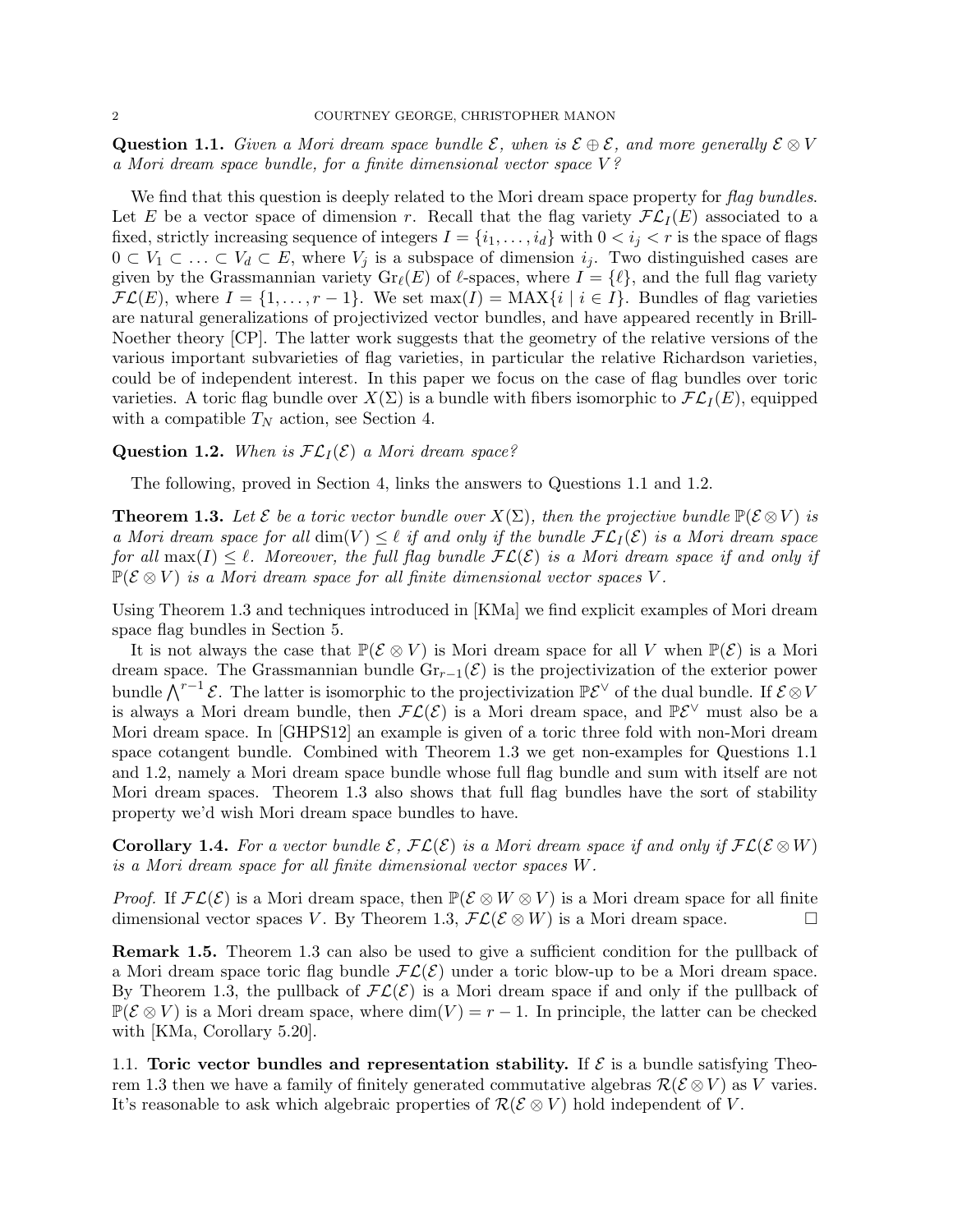**Question 1.1.** *Given a Mori dream space bundle $\mathcal{E}$, when is $\mathcal{E} \oplus \mathcal{E}$, and more generally $\mathcal{E} \otimes V$ a Mori dream space bundle, for a finite dimensional vector space $V$?*

We find that this question is deeply related to the Mori dream space property for *flag bundles*. Let $E$ be a vector space of dimension $r$. Recall that the flag variety $\mathcal{FL}_I(E)$ associated to a fixed, strictly increasing sequence of integers $I = \{i_1, \ldots, i_d\}$ with $0 < i_j < r$ is the space of flags $0 \subset V_1 \subset \ldots \subset V_d \subset E$, where $V_j$ is a subspace of dimension $i_j$. Two distinguished cases are given by the Grassmannian variety $\mathrm{Gr}_\ell(E)$ of $\ell$-spaces, where $I = \{\ell\}$, and the full flag variety $\mathcal{FL}(E)$, where $I = \{1, \ldots, r-1\}$. We set $\max(I) = \mathrm{MAX}\{i \mid i \in I\}$. Bundles of flag varieties are natural generalizations of projectivized vector bundles, and have appeared recently in Brill-Noether theory [CP]. The latter work suggests that the geometry of the relative versions of the various important subvarieties of flag varieties, in particular the relative Richardson varieties, could be of independent interest. In this paper we focus on the case of flag bundles over toric varieties. A toric flag bundle over $X(\Sigma)$ is a bundle with fibers isomorphic to $\mathcal{FL}_I(E)$, equipped with a compatible $T_N$ action, see Section 4.

**Question 1.2.** *When is $\mathcal{FL}_I(\mathcal{E})$ a Mori dream space?*

The following, proved in Section 4, links the answers to Questions 1.1 and 1.2.

**Theorem 1.3.** *Let $\mathcal{E}$ be a toric vector bundle over $X(\Sigma)$, then the projective bundle $\mathbb{P}(\mathcal{E} \otimes V)$ is a Mori dream space for all $\dim(V) \leq \ell$ if and only if the bundle $\mathcal{FL}_I(\mathcal{E})$ is a Mori dream space for all $\max(I) \leq \ell$. Moreover, the full flag bundle $\mathcal{FL}(\mathcal{E})$ is a Mori dream space if and only if $\mathbb{P}(\mathcal{E} \otimes V)$ is a Mori dream space for all finite dimensional vector spaces $V$.*

Using Theorem 1.3 and techniques introduced in [KMa] we find explicit examples of Mori dream space flag bundles in Section 5.

It is not always the case that $\mathbb{P}(\mathcal{E} \otimes V)$ is Mori dream space for all $V$ when $\mathbb{P}(\mathcal{E})$ is a Mori dream space. The Grassmannian bundle $\mathrm{Gr}_{r-1}(\mathcal{E})$ is the projectivization of the exterior power bundle $\bigwedge^{r-1} \mathcal{E}$. The latter is isomorphic to the projectivization $\mathbb{P}\mathcal{E}^\vee$ of the dual bundle. If $\mathcal{E} \otimes V$ is always a Mori dream bundle, then $\mathcal{FL}(\mathcal{E})$ is a Mori dream space, and $\mathbb{P}\mathcal{E}^\vee$ must also be a Mori dream space. In [GHPS12] an example is given of a toric three fold with non-Mori dream space cotangent bundle. Combined with Theorem 1.3 we get non-examples for Questions 1.1 and 1.2, namely a Mori dream space bundle whose full flag bundle and sum with itself are not Mori dream spaces. Theorem 1.3 also shows that full flag bundles have the sort of stability property we'd wish Mori dream space bundles to have.

**Corollary 1.4.** *For a vector bundle $\mathcal{E}$, $\mathcal{FL}(\mathcal{E})$ is a Mori dream space if and only if $\mathcal{FL}(\mathcal{E} \otimes W)$ is a Mori dream space for all finite dimensional vector spaces $W$.*

*Proof.* If $\mathcal{FL}(\mathcal{E})$ is a Mori dream space, then $\mathbb{P}(\mathcal{E} \otimes W \otimes V)$ is a Mori dream space for all finite dimensional vector spaces $V$. By Theorem 1.3, $\mathcal{FL}(\mathcal{E} \otimes W)$ is a Mori dream space. $\square$

**Remark 1.5.** Theorem 1.3 can also be used to give a sufficient condition for the pullback of a Mori dream space toric flag bundle $\mathcal{FL}(\mathcal{E})$ under a toric blow-up to be a Mori dream space. By Theorem 1.3, the pullback of $\mathcal{FL}(\mathcal{E})$ is a Mori dream space if and only if the pullback of $\mathbb{P}(\mathcal{E} \otimes V)$ is a Mori dream space, where $\dim(V) = r - 1$. In principle, the latter can be checked with [KMa, Corollary 5.20].

### 1.1. Toric vector bundles and representation stability.

If $\mathcal{E}$ is a bundle satisfying Theorem 1.3 then we have a family of finitely generated commutative algebras $\mathcal{R}(\mathcal{E} \otimes V)$ as $V$ varies. It's reasonable to ask which algebraic properties of $\mathcal{R}(\mathcal{E} \otimes V)$ hold independent of $V$.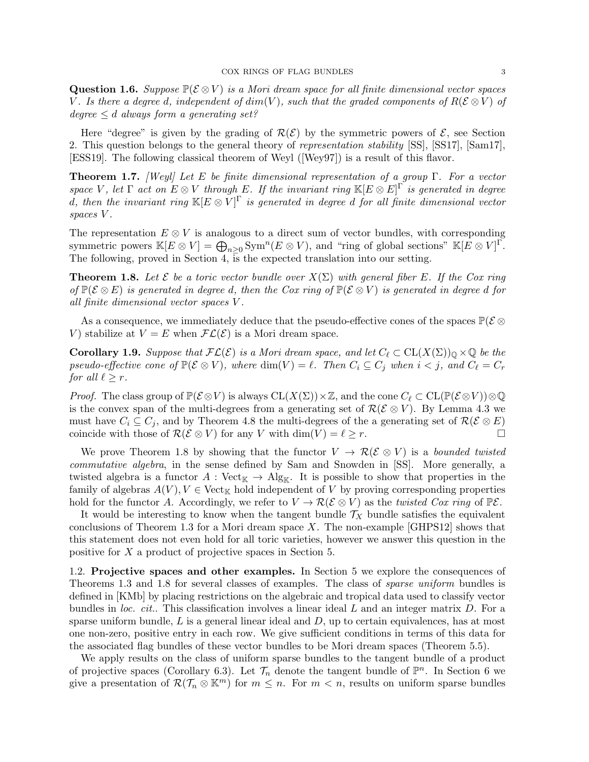**Question 1.6.** *Suppose $\mathbb{P}(\mathcal{E} \otimes V)$ is a Mori dream space for all finite dimensional vector spaces $V$. Is there a degree $d$, independent of $dim(V)$, such that the graded components of $R(\mathcal{E} \otimes V)$ of degree $\leq d$ always form a generating set?*

Here "degree" is given by the grading of $\mathcal{R}(\mathcal{E})$ by the symmetric powers of $\mathcal{E}$, see Section 2. This question belongs to the general theory of *representation stability* [SS], [SS17], [Sam17], [ESS19]. The following classical theorem of Weyl ([Wey97]) is a result of this flavor.

**Theorem 1.7.** *[Weyl] Let $E$ be finite dimensional representation of a group $\Gamma$. For a vector space $V$, let $\Gamma$ act on $E \otimes V$ through $E$. If the invariant ring $\mathbb{K}[E \otimes E]^{\Gamma}$ is generated in degree $d$, then the invariant ring $\mathbb{K}[E \otimes V]^{\Gamma}$ is generated in degree $d$ for all finite dimensional vector spaces $V$.*

The representation $E \otimes V$ is analogous to a direct sum of vector bundles, with corresponding symmetric powers $\mathbb{K}[E \otimes V] = \bigoplus_{n \geq 0} \mathrm{Sym}^n(E \otimes V)$, and "ring of global sections" $\mathbb{K}[E \otimes V]^{\Gamma}$. The following, proved in Section 4, is the expected translation into our setting.

**Theorem 1.8.** *Let $\mathcal{E}$ be a toric vector bundle over $X(\Sigma)$ with general fiber $E$. If the Cox ring of $\mathbb{P}(\mathcal{E} \otimes E)$ is generated in degree $d$, then the Cox ring of $\mathbb{P}(\mathcal{E} \otimes V)$ is generated in degree $d$ for all finite dimensional vector spaces $V$.*

As a consequence, we immediately deduce that the pseudo-effective cones of the spaces $\mathbb{P}(\mathcal{E} \otimes V)$ stabilize at $V = E$ when $\mathcal{FL}(\mathcal{E})$ is a Mori dream space.

**Corollary 1.9.** *Suppose that $\mathcal{FL}(\mathcal{E})$ is a Mori dream space, and let $C_\ell \subset \mathrm{CL}(X(\Sigma))_{\mathbb{Q}} \times \mathbb{Q}$ be the pseudo-effective cone of $\mathbb{P}(\mathcal{E} \otimes V)$, where $\dim(V) = \ell$. Then $C_i \subseteq C_j$ when $i < j$, and $C_\ell = C_r$ for all $\ell \geq r$.*

*Proof.* The class group of $\mathbb{P}(\mathcal{E} \otimes V)$ is always $\mathrm{CL}(X(\Sigma)) \times \mathbb{Z}$, and the cone $C_\ell \subset \mathrm{CL}(\mathbb{P}(\mathcal{E} \otimes V)) \otimes \mathbb{Q}$ is the convex span of the multi-degrees from a generating set of $\mathcal{R}(\mathcal{E} \otimes V)$. By Lemma 4.3 we must have $C_i \subseteq C_j$, and by Theorem 4.8 the multi-degrees of the a generating set of $\mathcal{R}(\mathcal{E} \otimes E)$ coincide with those of $\mathcal{R}(\mathcal{E} \otimes V)$ for any $V$ with $\dim(V) = \ell \geq r$. $\square$

We prove Theorem 1.8 by showing that the functor $V \to \mathcal{R}(\mathcal{E} \otimes V)$ is a *bounded twisted commutative algebra*, in the sense defined by Sam and Snowden in [SS]. More generally, a twisted algebra is a functor $A : \mathrm{Vect}_{\mathbb{K}} \to \mathrm{Alg}_{\mathbb{K}}$. It is possible to show that properties in the family of algebras $A(V), V \in \mathrm{Vect}_{\mathbb{K}}$ hold independent of $V$ by proving corresponding properties hold for the functor $A$. Accordingly, we refer to $V \to \mathcal{R}(\mathcal{E} \otimes V)$ as the *twisted Cox ring* of $\mathbb{P}\mathcal{E}$.

It would be interesting to know when the tangent bundle $\mathcal{T}_X$ bundle satisfies the equivalent conclusions of Theorem 1.3 for a Mori dream space $X$. The non-example [GHPS12] shows that this statement does not even hold for all toric varieties, however we answer this question in the positive for $X$ a product of projective spaces in Section 5.

### 1.2. Projective spaces and other examples.

In Section 5 we explore the consequences of Theorems 1.3 and 1.8 for several classes of examples. The class of *sparse uniform* bundles is defined in [KMb] by placing restrictions on the algebraic and tropical data used to classify vector bundles in *loc. cit.*. This classification involves a linear ideal $L$ and an integer matrix $D$. For a sparse uniform bundle, $L$ is a general linear ideal and $D$, up to certain equivalences, has at most one non-zero, positive entry in each row. We give sufficient conditions in terms of this data for the associated flag bundles of these vector bundles to be Mori dream spaces (Theorem 5.5).

We apply results on the class of uniform sparse bundles to the tangent bundle of a product of projective spaces (Corollary 6.3). Let $\mathcal{T}_n$ denote the tangent bundle of $\mathbb{P}^n$. In Section 6 we give a presentation of $\mathcal{R}(\mathcal{T}_n \otimes \mathbb{K}^m)$ for $m \leq n$. For $m < n$, results on uniform sparse bundles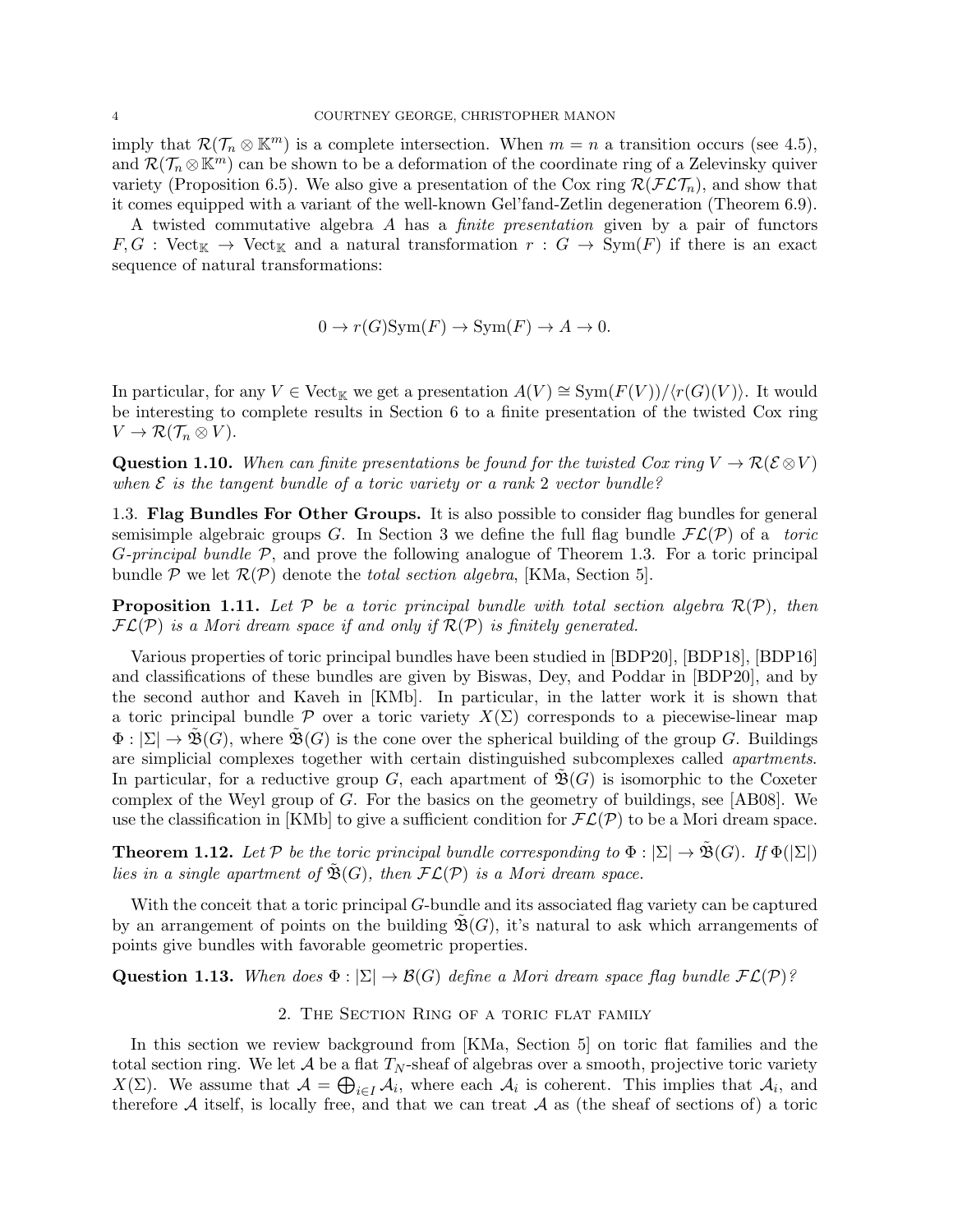imply that $\mathcal{R}(\mathcal{T}_n \otimes \mathbb{K}^m)$ is a complete intersection. When $m = n$ a transition occurs (see 4.5), and $\mathcal{R}(\mathcal{T}_n \otimes \mathbb{K}^m)$ can be shown to be a deformation of the coordinate ring of a Zelevinsky quiver variety (Proposition 6.5). We also give a presentation of the Cox ring $\mathcal{R}(\mathcal{FLT}_n)$, and show that it comes equipped with a variant of the well-known Gel'fand-Zetlin degeneration (Theorem 6.9).

A twisted commutative algebra $A$ has a *finite presentation* given by a pair of functors $F, G : \mathrm{Vect}_{\mathbb{K}} \to \mathrm{Vect}_{\mathbb{K}}$ and a natural transformation $r : G \to \mathrm{Sym}(F)$ if there is an exact sequence of natural transformations:

$$0 \to r(G)\mathrm{Sym}(F) \to \mathrm{Sym}(F) \to A \to 0.$$

In particular, for any $V \in \mathrm{Vect}_{\mathbb{K}}$ we get a presentation $A(V) \cong \mathrm{Sym}(F(V))/\langle r(G)(V)\rangle$. It would be interesting to complete results in Section 6 to a finite presentation of the twisted Cox ring $V \to \mathcal{R}(\mathcal{T}_n \otimes V)$.

**Question 1.10.** *When can finite presentations be found for the twisted Cox ring $V \to \mathcal{R}(\mathcal{E} \otimes V)$ when $\mathcal{E}$ is the tangent bundle of a toric variety or a rank 2 vector bundle?*

### 1.3. Flag Bundles For Other Groups.

It is also possible to consider flag bundles for general semisimple algebraic groups $G$. In Section 3 we define the full flag bundle $\mathcal{FL}(\mathcal{P})$ of a *toric $G$-principal bundle* $\mathcal{P}$, and prove the following analogue of Theorem 1.3. For a toric principal bundle $\mathcal{P}$ we let $\mathcal{R}(\mathcal{P})$ denote the *total section algebra*, [KMa, Section 5].

**Proposition 1.11.** *Let $\mathcal{P}$ be a toric principal bundle with total section algebra $\mathcal{R}(\mathcal{P})$, then $\mathcal{FL}(\mathcal{P})$ is a Mori dream space if and only if $\mathcal{R}(\mathcal{P})$ is finitely generated.*

Various properties of toric principal bundles have been studied in [BDP20], [BDP18], [BDP16] and classifications of these bundles are given by Biswas, Dey, and Poddar in [BDP20], and by the second author and Kaveh in [KMb]. In particular, in the latter work it is shown that a toric principal bundle $\mathcal{P}$ over a toric variety $X(\Sigma)$ corresponds to a piecewise-linear map $\Phi : |\Sigma| \to \tilde{\mathfrak{B}}(G)$, where $\tilde{\mathfrak{B}}(G)$ is the cone over the spherical building of the group $G$. Buildings are simplicial complexes together with certain distinguished subcomplexes called *apartments*. In particular, for a reductive group $G$, each apartment of $\tilde{\mathfrak{B}}(G)$ is isomorphic to the Coxeter complex of the Weyl group of $G$. For the basics on the geometry of buildings, see [AB08]. We use the classification in [KMb] to give a sufficient condition for $\mathcal{FL}(\mathcal{P})$ to be a Mori dream space.

**Theorem 1.12.** *Let $\mathcal{P}$ be the toric principal bundle corresponding to $\Phi : |\Sigma| \to \tilde{\mathfrak{B}}(G)$. If $\Phi(|\Sigma|)$ lies in a single apartment of $\tilde{\mathfrak{B}}(G)$, then $\mathcal{FL}(\mathcal{P})$ is a Mori dream space.*

With the conceit that a toric principal $G$-bundle and its associated flag variety can be captured by an arrangement of points on the building $\tilde{\mathfrak{B}}(G)$, it's natural to ask which arrangements of points give bundles with favorable geometric properties.

**Question 1.13.** *When does $\Phi : |\Sigma| \to \mathcal{B}(G)$ define a Mori dream space flag bundle $\mathcal{FL}(\mathcal{P})$?*

## 2. The Section Ring of a toric flat family

In this section we review background from [KMa, Section 5] on toric flat families and the total section ring. We let $\mathcal{A}$ be a flat $T_N$-sheaf of algebras over a smooth, projective toric variety $X(\Sigma)$. We assume that $\mathcal{A} = \bigoplus_{i \in I} \mathcal{A}_i$, where each $\mathcal{A}_i$ is coherent. This implies that $\mathcal{A}_i$, and therefore $\mathcal{A}$ itself, is locally free, and that we can treat $\mathcal{A}$ as (the sheaf of sections of) a toric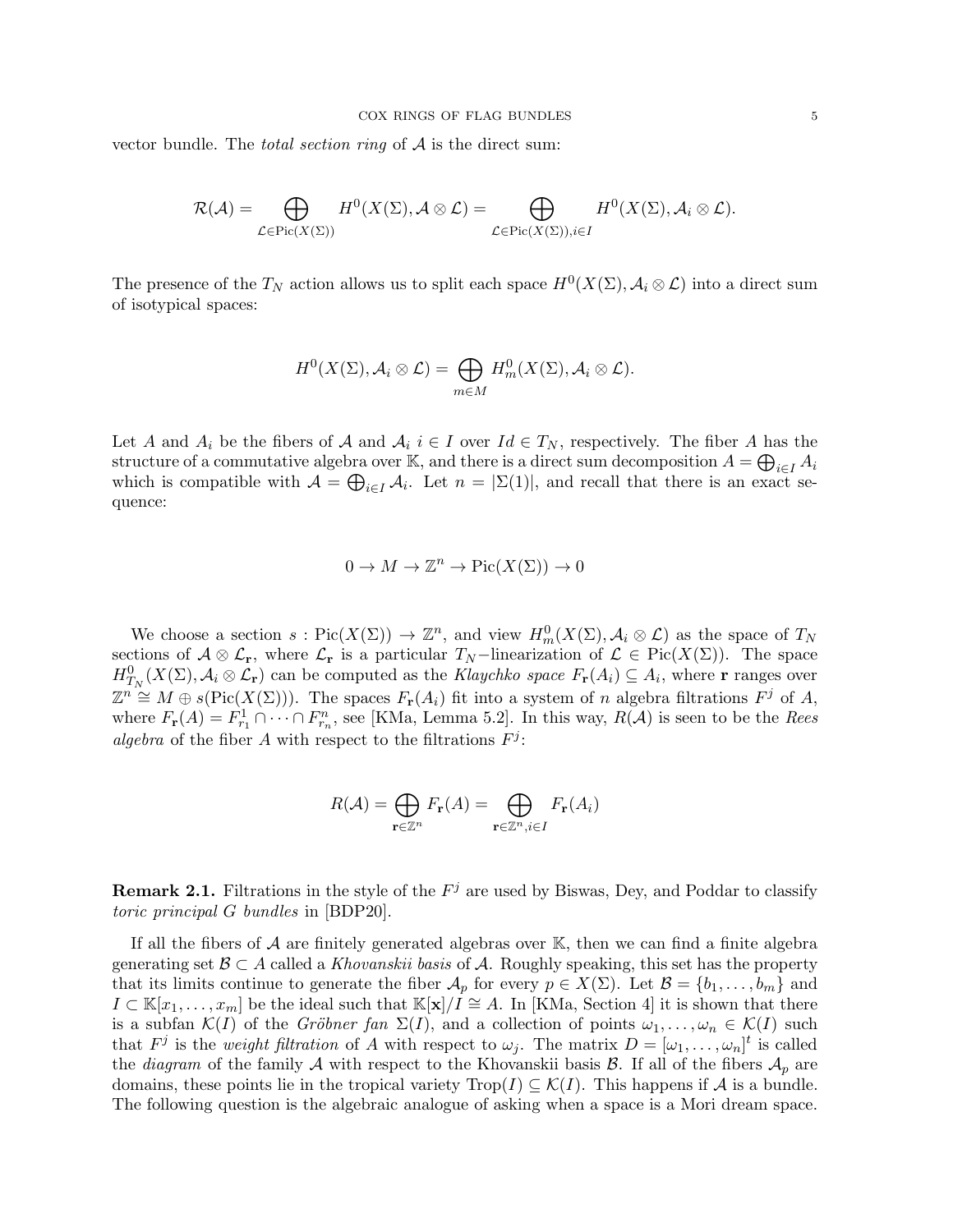vector bundle. The *total section ring* of $\mathcal{A}$ is the direct sum:

$$\mathcal{R}(\mathcal{A}) = \bigoplus_{\mathcal{L} \in \mathrm{Pic}(X(\Sigma))} H^0(X(\Sigma), \mathcal{A} \otimes \mathcal{L}) = \bigoplus_{\mathcal{L} \in \mathrm{Pic}(X(\Sigma)), i \in I} H^0(X(\Sigma), \mathcal{A}_i \otimes \mathcal{L}).$$

The presence of the $T_N$ action allows us to split each space $H^0(X(\Sigma), \mathcal{A}_i \otimes \mathcal{L})$ into a direct sum of isotypical spaces:

$$H^0(X(\Sigma), \mathcal{A}_i \otimes \mathcal{L}) = \bigoplus_{m \in M} H^0_m(X(\Sigma), \mathcal{A}_i \otimes \mathcal{L}).$$

Let $A$ and $A_i$ be the fibers of $\mathcal{A}$ and $\mathcal{A}_i$ $i \in I$ over $Id \in T_N$, respectively. The fiber $A$ has the structure of a commutative algebra over $\mathbb{K}$, and there is a direct sum decomposition $A = \bigoplus_{i \in I} A_i$ which is compatible with $\mathcal{A} = \bigoplus_{i \in I} \mathcal{A}_i$. Let $n = |\Sigma(1)|$, and recall that there is an exact sequence:

$$0 \to M \to \mathbb{Z}^n \to \mathrm{Pic}(X(\Sigma)) \to 0$$

We choose a section $s : \mathrm{Pic}(X(\Sigma)) \to \mathbb{Z}^n$, and view $H^0_m(X(\Sigma), \mathcal{A}_i \otimes \mathcal{L})$ as the space of $T_N$ sections of $\mathcal{A} \otimes \mathcal{L}_{\mathbf{r}}$, where $\mathcal{L}_{\mathbf{r}}$ is a particular $T_N$−linearization of $\mathcal{L} \in \mathrm{Pic}(X(\Sigma))$. The space $H^0_{T_N}(X(\Sigma), \mathcal{A}_i \otimes \mathcal{L}_{\mathbf{r}})$ can be computed as the *Klaychko space* $F_{\mathbf{r}}(A_i) \subseteq A_i$, where $\mathbf{r}$ ranges over $\mathbb{Z}^n \cong M \oplus s(\mathrm{Pic}(X(\Sigma)))$. The spaces $F_{\mathbf{r}}(A_i)$ fit into a system of $n$ algebra filtrations $F^j$ of $A$, where $F_{\mathbf{r}}(A) = F^1_{r_1} \cap \cdots \cap F^n_{r_n}$, see [KMa, Lemma 5.2]. In this way, $R(\mathcal{A})$ is seen to be the *Rees algebra* of the fiber $A$ with respect to the filtrations $F^j$:

$$R(\mathcal{A}) = \bigoplus_{\mathbf{r} \in \mathbb{Z}^n} F_{\mathbf{r}}(A) = \bigoplus_{\mathbf{r} \in \mathbb{Z}^n, i \in I} F_{\mathbf{r}}(A_i)$$

**Remark 2.1.** Filtrations in the style of the $F^j$ are used by Biswas, Dey, and Poddar to classify *toric principal G bundles* in [BDP20].

If all the fibers of $\mathcal{A}$ are finitely generated algebras over $\mathbb{K}$, then we can find a finite algebra generating set $\mathcal{B} \subset A$ called a *Khovanskii basis* of $\mathcal{A}$. Roughly speaking, this set has the property that its limits continue to generate the fiber $\mathcal{A}_p$ for every $p \in X(\Sigma)$. Let $\mathcal{B} = \{b_1, \ldots, b_m\}$ and $I \subset \mathbb{K}[x_1, \ldots, x_m]$ be the ideal such that $\mathbb{K}[\mathbf{x}]/I \cong A$. In [KMa, Section 4] it is shown that there is a subfan $\mathcal{K}(I)$ of the *Gröbner fan* $\Sigma(I)$, and a collection of points $\omega_1, \ldots, \omega_n \in \mathcal{K}(I)$ such that $F^j$ is the *weight filtration* of $A$ with respect to $\omega_j$. The matrix $D = [\omega_1, \ldots, \omega_n]^t$ is called the *diagram* of the family $\mathcal{A}$ with respect to the Khovanskii basis $\mathcal{B}$. If all of the fibers $\mathcal{A}_p$ are domains, these points lie in the tropical variety $\mathrm{Trop}(I) \subseteq \mathcal{K}(I)$. This happens if $\mathcal{A}$ is a bundle. The following question is the algebraic analogue of asking when a space is a Mori dream space.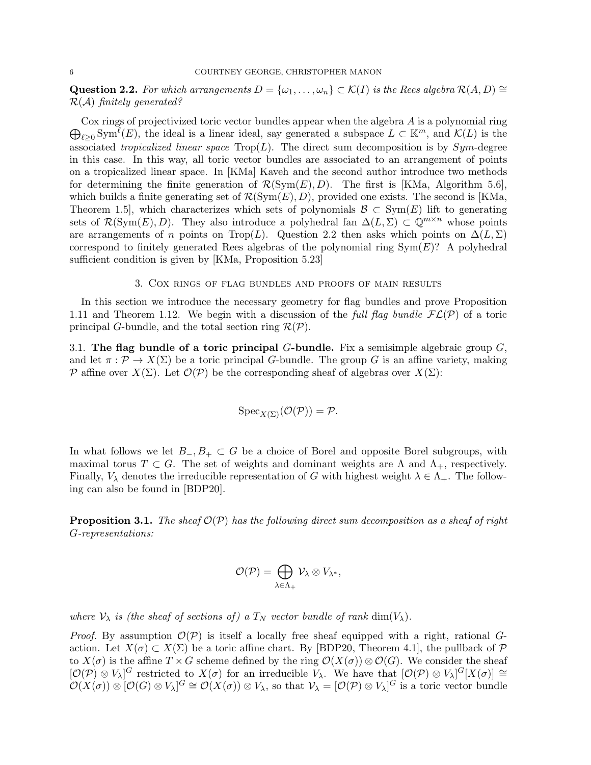**Question 2.2.** *For which arrangements $D = \{\omega_1, \ldots, \omega_n\} \subset \mathcal{K}(I)$ is the Rees algebra $\mathcal{R}(A, D) \cong \mathcal{R}(\mathcal{A})$ finitely generated?*

Cox rings of projectivized toric vector bundles appear when the algebra $A$ is a polynomial ring $\bigoplus_{\ell \geq 0} \mathrm{Sym}^{\ell}(E)$, the ideal is a linear ideal, say generated a subspace $L \subset \mathbb{K}^m$, and $\mathcal{K}(L)$ is the associated *tropicalized linear space* $\mathrm{Trop}(L)$. The direct sum decomposition is by *Sym*-degree in this case. In this way, all toric vector bundles are associated to an arrangement of points on a tropicalized linear space. In [KMa] Kaveh and the second author introduce two methods for determining the finite generation of $\mathcal{R}(\mathrm{Sym}(E), D)$. The first is [KMa, Algorithm 5.6], which builds a finite generating set of $\mathcal{R}(\mathrm{Sym}(E), D)$, provided one exists. The second is [KMa, Theorem 1.5], which characterizes which sets of polynomials $\mathcal{B} \subset \mathrm{Sym}(E)$ lift to generating sets of $\mathcal{R}(\mathrm{Sym}(E), D)$. They also introduce a polyhedral fan $\Delta(L, \Sigma) \subset \mathbb{Q}^{m \times n}$ whose points are arrangements of $n$ points on $\mathrm{Trop}(L)$. Question 2.2 then asks which points on $\Delta(L, \Sigma)$ correspond to finitely generated Rees algebras of the polynomial ring $\mathrm{Sym}(E)$? A polyhedral sufficient condition is given by [KMa, Proposition 5.23]

## 3. Cox rings of flag bundles and proofs of main results

In this section we introduce the necessary geometry for flag bundles and prove Proposition 1.11 and Theorem 1.12. We begin with a discussion of the *full flag bundle* $\mathcal{FL}(\mathcal{P})$ of a toric principal $G$-bundle, and the total section ring $\mathcal{R}(\mathcal{P})$.

### 3.1. The flag bundle of a toric principal $G$-bundle.

Fix a semisimple algebraic group $G$, and let $\pi : \mathcal{P} \to X(\Sigma)$ be a toric principal $G$-bundle. The group $G$ is an affine variety, making $\mathcal{P}$ affine over $X(\Sigma)$. Let $\mathcal{O}(\mathcal{P})$ be the corresponding sheaf of algebras over $X(\Sigma)$:

$$\mathrm{Spec}_{X(\Sigma)}(\mathcal{O}(\mathcal{P})) = \mathcal{P}.$$

In what follows we let $B_-, B_+ \subset G$ be a choice of Borel and opposite Borel subgroups, with maximal torus $T \subset G$. The set of weights and dominant weights are $\Lambda$ and $\Lambda_+$, respectively. Finally, $V_\lambda$ denotes the irreducible representation of $G$ with highest weight $\lambda \in \Lambda_+$. The following can also be found in [BDP20].

**Proposition 3.1.** *The sheaf $\mathcal{O}(\mathcal{P})$ has the following direct sum decomposition as a sheaf of right $G$-representations:*

$$\mathcal{O}(\mathcal{P}) = \bigoplus_{\lambda \in \Lambda_+} \mathcal{V}_\lambda \otimes V_{\lambda^*},$$

*where $\mathcal{V}_\lambda$ is (the sheaf of sections of) a $T_N$ vector bundle of rank $\dim(V_\lambda)$.*

*Proof.* By assumption $\mathcal{O}(\mathcal{P})$ is itself a locally free sheaf equipped with a right, rational $G$-action. Let $X(\sigma) \subset X(\Sigma)$ be a toric affine chart. By [BDP20, Theorem 4.1], the pullback of $\mathcal{P}$ to $X(\sigma)$ is the affine $T \times G$ scheme defined by the ring $\mathcal{O}(X(\sigma)) \otimes \mathcal{O}(G)$. We consider the sheaf $[\mathcal{O}(\mathcal{P}) \otimes V_\lambda]^G$ restricted to $X(\sigma)$ for an irreducible $V_\lambda$. We have that $[\mathcal{O}(\mathcal{P}) \otimes V_\lambda]^G[X(\sigma)] \cong \mathcal{O}(X(\sigma)) \otimes [\mathcal{O}(G) \otimes V_\lambda]^G \cong \mathcal{O}(X(\sigma)) \otimes V_\lambda$, so that $\mathcal{V}_\lambda = [\mathcal{O}(\mathcal{P}) \otimes V_\lambda]^G$ is a toric vector bundle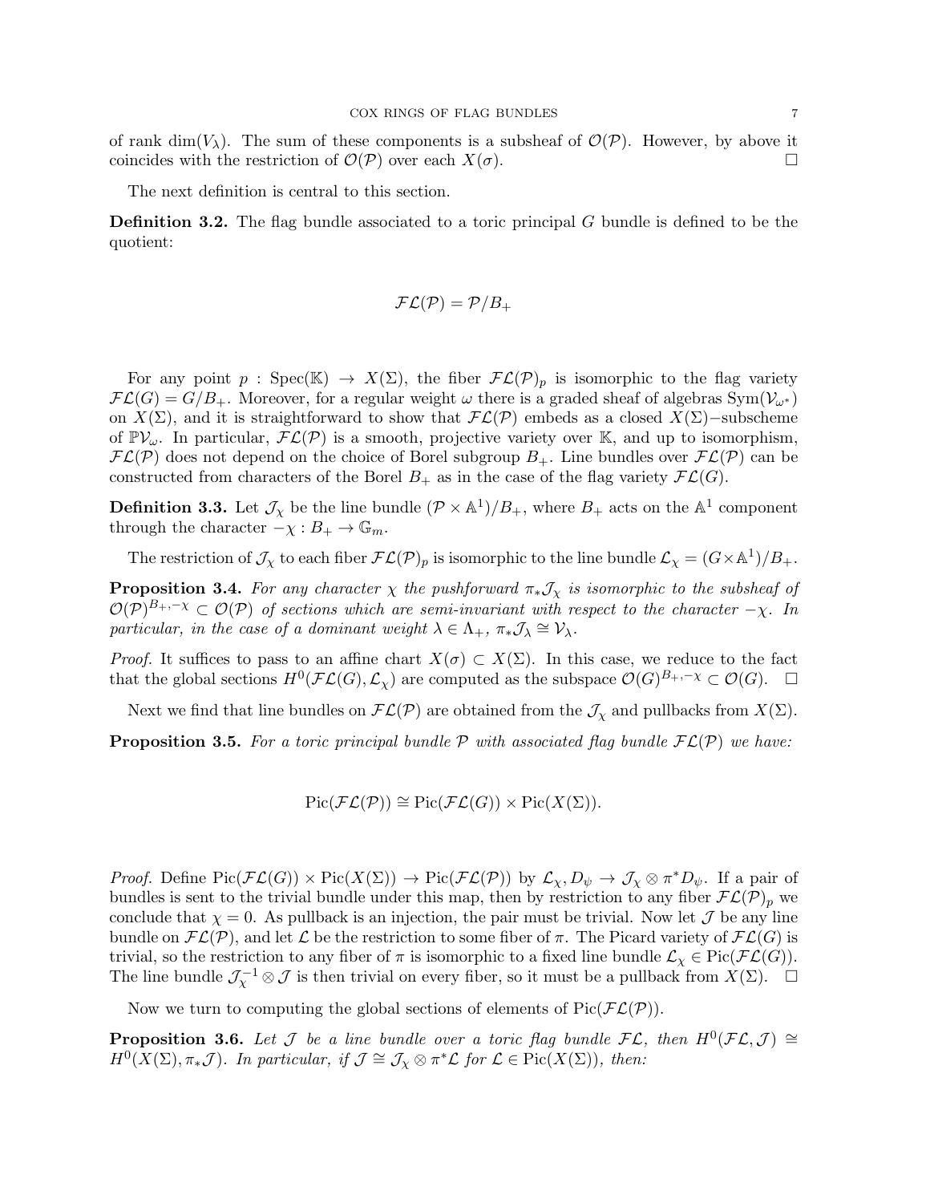of rank $\dim(V_\lambda)$. The sum of these components is a subsheaf of $\mathcal{O}(\mathcal{P})$. However, by above it coincides with the restriction of $\mathcal{O}(\mathcal{P})$ over each $X(\sigma)$. $\square$

The next definition is central to this section.

**Definition 3.2.** The flag bundle associated to a toric principal $G$ bundle is defined to be the quotient:

$$\mathcal{FL}(\mathcal{P}) = \mathcal{P}/B_+$$

For any point $p : \mathrm{Spec}(\mathbb{K}) \to X(\Sigma)$, the fiber $\mathcal{FL}(\mathcal{P})_p$ is isomorphic to the flag variety $\mathcal{FL}(G) = G/B_+$. Moreover, for a regular weight $\omega$ there is a graded sheaf of algebras $\mathrm{Sym}(\mathcal{V}_{\omega^*})$ on $X(\Sigma)$, and it is straightforward to show that $\mathcal{FL}(\mathcal{P})$ embeds as a closed $X(\Sigma)-$subscheme of $\mathbb{P}\mathcal{V}_\omega$. In particular, $\mathcal{FL}(\mathcal{P})$ is a smooth, projective variety over $\mathbb{K}$, and up to isomorphism, $\mathcal{FL}(\mathcal{P})$ does not depend on the choice of Borel subgroup $B_+$. Line bundles over $\mathcal{FL}(\mathcal{P})$ can be constructed from characters of the Borel $B_+$ as in the case of the flag variety $\mathcal{FL}(G)$.

**Definition 3.3.** Let $\mathcal{J}_\chi$ be the line bundle $(\mathcal{P} \times \mathbb{A}^1)/B_+$, where $B_+$ acts on the $\mathbb{A}^1$ component through the character $-\chi : B_+ \to \mathbb{G}_m$.

The restriction of $\mathcal{J}_\chi$ to each fiber $\mathcal{FL}(\mathcal{P})_p$ is isomorphic to the line bundle $\mathcal{L}_\chi = (G \times \mathbb{A}^1)/B_+$.

**Proposition 3.4.** *For any character $\chi$ the pushforward $\pi_*\mathcal{J}_\chi$ is isomorphic to the subsheaf of $\mathcal{O}(\mathcal{P})^{B_+,-\chi} \subset \mathcal{O}(\mathcal{P})$ of sections which are semi-invariant with respect to the character $-\chi$. In particular, in the case of a dominant weight $\lambda \in \Lambda_+$, $\pi_*\mathcal{J}_\lambda \cong \mathcal{V}_\lambda$.*

*Proof.* It suffices to pass to an affine chart $X(\sigma) \subset X(\Sigma)$. In this case, we reduce to the fact that the global sections $H^0(\mathcal{FL}(G), \mathcal{L}_\chi)$ are computed as the subspace $\mathcal{O}(G)^{B_+,-\chi} \subset \mathcal{O}(G)$. $\square$

Next we find that line bundles on $\mathcal{FL}(\mathcal{P})$ are obtained from the $\mathcal{J}_\chi$ and pullbacks from $X(\Sigma)$.

**Proposition 3.5.** *For a toric principal bundle $\mathcal{P}$ with associated flag bundle $\mathcal{FL}(\mathcal{P})$ we have:*

$$\mathrm{Pic}(\mathcal{FL}(\mathcal{P})) \cong \mathrm{Pic}(\mathcal{FL}(G)) \times \mathrm{Pic}(X(\Sigma)).$$

*Proof.* Define $\mathrm{Pic}(\mathcal{FL}(G)) \times \mathrm{Pic}(X(\Sigma)) \to \mathrm{Pic}(\mathcal{FL}(\mathcal{P}))$ by $\mathcal{L}_\chi, D_\psi \to \mathcal{J}_\chi \otimes \pi^* D_\psi$. If a pair of bundles is sent to the trivial bundle under this map, then by restriction to any fiber $\mathcal{FL}(\mathcal{P})_p$ we conclude that $\chi = 0$. As pullback is an injection, the pair must be trivial. Now let $\mathcal{J}$ be any line bundle on $\mathcal{FL}(\mathcal{P})$, and let $\mathcal{L}$ be the restriction to some fiber of $\pi$. The Picard variety of $\mathcal{FL}(G)$ is trivial, so the restriction to any fiber of $\pi$ is isomorphic to a fixed line bundle $\mathcal{L}_\chi \in \mathrm{Pic}(\mathcal{FL}(G))$. The line bundle $\mathcal{J}_\chi^{-1} \otimes \mathcal{J}$ is then trivial on every fiber, so it must be a pullback from $X(\Sigma)$. $\square$

Now we turn to computing the global sections of elements of $\mathrm{Pic}(\mathcal{FL}(\mathcal{P}))$.

**Proposition 3.6.** *Let $\mathcal{J}$ be a line bundle over a toric flag bundle $\mathcal{FL}$, then $H^0(\mathcal{FL}, \mathcal{J}) \cong H^0(X(\Sigma), \pi_*\mathcal{J})$. In particular, if $\mathcal{J} \cong \mathcal{J}_\chi \otimes \pi^*\mathcal{L}$ for $\mathcal{L} \in \mathrm{Pic}(X(\Sigma))$, then:*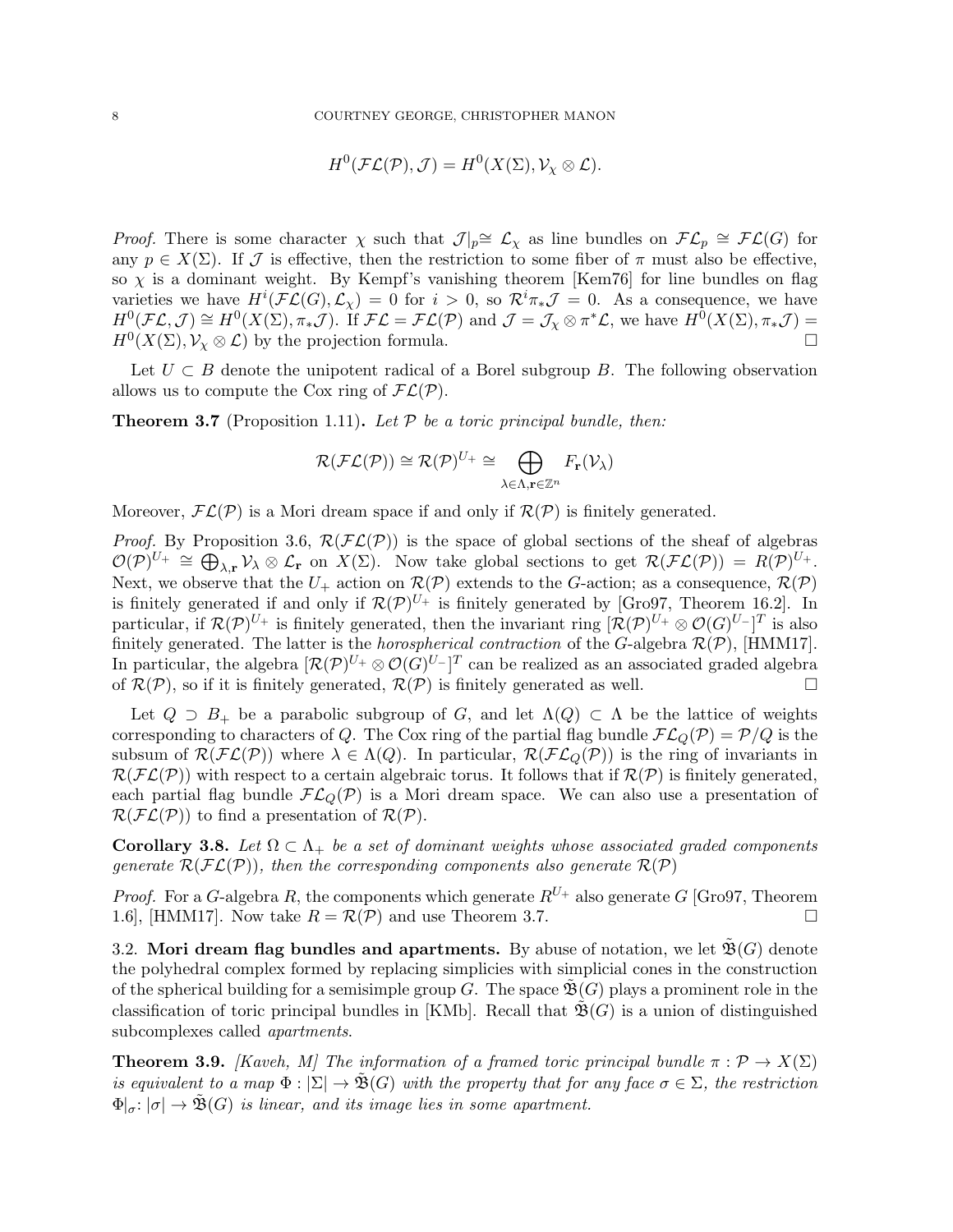$$H^0(\mathcal{FL}(\mathcal{P}), \mathcal{J}) = H^0(X(\Sigma), \mathcal{V}_\chi \otimes \mathcal{L}).$$

*Proof.* There is some character $\chi$ such that $\mathcal{J}|_p \cong \mathcal{L}_\chi$ as line bundles on $\mathcal{FL}_p \cong \mathcal{FL}(G)$ for any $p \in X(\Sigma)$. If $\mathcal{J}$ is effective, then the restriction to some fiber of $\pi$ must also be effective, so $\chi$ is a dominant weight. By Kempf's vanishing theorem [Kem76] for line bundles on flag varieties we have $H^i(\mathcal{FL}(G), \mathcal{L}_\chi) = 0$ for $i > 0$, so $\mathcal{R}^i\pi_*\mathcal{J} = 0$. As a consequence, we have $H^0(\mathcal{FL}, \mathcal{J}) \cong H^0(X(\Sigma), \pi_*\mathcal{J})$. If $\mathcal{FL} = \mathcal{FL}(\mathcal{P})$ and $\mathcal{J} = \mathcal{J}_\chi \otimes \pi^*\mathcal{L}$, we have $H^0(X(\Sigma), \pi_*\mathcal{J}) = H^0(X(\Sigma), \mathcal{V}_\chi \otimes \mathcal{L})$ by the projection formula. $\square$

Let $U \subset B$ denote the unipotent radical of a Borel subgroup $B$. The following observation allows us to compute the Cox ring of $\mathcal{FL}(\mathcal{P})$.

**Theorem 3.7** (Proposition 1.11)**.** *Let $\mathcal{P}$ be a toric principal bundle, then:*

$$\mathcal{R}(\mathcal{FL}(\mathcal{P})) \cong \mathcal{R}(\mathcal{P})^{U_+} \cong \bigoplus_{\lambda \in \Lambda, \mathbf{r} \in \mathbb{Z}^n} F_{\mathbf{r}}(\mathcal{V}_\lambda)$$

*Moreover, $\mathcal{FL}(\mathcal{P})$ is a Mori dream space if and only if $\mathcal{R}(\mathcal{P})$ is finitely generated.*

*Proof.* By Proposition 3.6, $\mathcal{R}(\mathcal{FL}(\mathcal{P}))$ is the space of global sections of the sheaf of algebras $\mathcal{O}(\mathcal{P})^{U_+} \cong \bigoplus_{\lambda,\mathbf{r}} \mathcal{V}_\lambda \otimes \mathcal{L}_\mathbf{r}$ on $X(\Sigma)$. Now take global sections to get $\mathcal{R}(\mathcal{FL}(\mathcal{P})) = R(\mathcal{P})^{U_+}$. Next, we observe that the $U_+$ action on $\mathcal{R}(\mathcal{P})$ extends to the $G$-action; as a consequence, $\mathcal{R}(\mathcal{P})$ is finitely generated if and only if $\mathcal{R}(\mathcal{P})^{U_+}$ is finitely generated by [Gro97, Theorem 16.2]. In particular, if $\mathcal{R}(\mathcal{P})^{U_+}$ is finitely generated, then the invariant ring $[\mathcal{R}(\mathcal{P})^{U_+} \otimes \mathcal{O}(G)^{U_-}]^T$ is also finitely generated. The latter is the *horospherical contraction* of the $G$-algebra $\mathcal{R}(\mathcal{P})$, [HMM17]. In particular, the algebra $[\mathcal{R}(\mathcal{P})^{U_+} \otimes \mathcal{O}(G)^{U_-}]^T$ can be realized as an associated graded algebra of $\mathcal{R}(\mathcal{P})$, so if it is finitely generated, $\mathcal{R}(\mathcal{P})$ is finitely generated as well. $\square$

Let $Q \supset B_+$ be a parabolic subgroup of $G$, and let $\Lambda(Q) \subset \Lambda$ be the lattice of weights corresponding to characters of $Q$. The Cox ring of the partial flag bundle $\mathcal{FL}_Q(\mathcal{P}) = \mathcal{P}/Q$ is the subsum of $\mathcal{R}(\mathcal{FL}(\mathcal{P}))$ where $\lambda \in \Lambda(Q)$. In particular, $\mathcal{R}(\mathcal{FL}_Q(\mathcal{P}))$ is the ring of invariants in $\mathcal{R}(\mathcal{FL}(\mathcal{P}))$ with respect to a certain algebraic torus. It follows that if $\mathcal{R}(\mathcal{P})$ is finitely generated, each partial flag bundle $\mathcal{FL}_Q(\mathcal{P})$ is a Mori dream space. We can also use a presentation of $\mathcal{R}(\mathcal{FL}(\mathcal{P}))$ to find a presentation of $\mathcal{R}(\mathcal{P})$.

**Corollary 3.8.** *Let $\Omega \subset \Lambda_+$ be a set of dominant weights whose associated graded components generate $\mathcal{R}(\mathcal{FL}(\mathcal{P}))$, then the corresponding components also generate $\mathcal{R}(\mathcal{P})$*

*Proof.* For a $G$-algebra $R$, the components which generate $R^{U_+}$ also generate $G$ [Gro97, Theorem 1.6], [HMM17]. Now take $R = \mathcal{R}(\mathcal{P})$ and use Theorem 3.7. $\square$

## 3.2. Mori dream flag bundles and apartments.

By abuse of notation, we let $\tilde{\mathfrak{B}}(G)$ denote the polyhedral complex formed by replacing simplicies with simplicial cones in the construction of the spherical building for a semisimple group $G$. The space $\tilde{\mathfrak{B}}(G)$ plays a prominent role in the classification of toric principal bundles in [KMb]. Recall that $\tilde{\mathfrak{B}}(G)$ is a union of distinguished subcomplexes called *apartments*.

**Theorem 3.9.** *[Kaveh, M] The information of a framed toric principal bundle $\pi : \mathcal{P} \to X(\Sigma)$ is equivalent to a map $\Phi : |\Sigma| \to \tilde{\mathfrak{B}}(G)$ with the property that for any face $\sigma \in \Sigma$, the restriction $\Phi|_\sigma : |\sigma| \to \tilde{\mathfrak{B}}(G)$ is linear, and its image lies in some apartment.*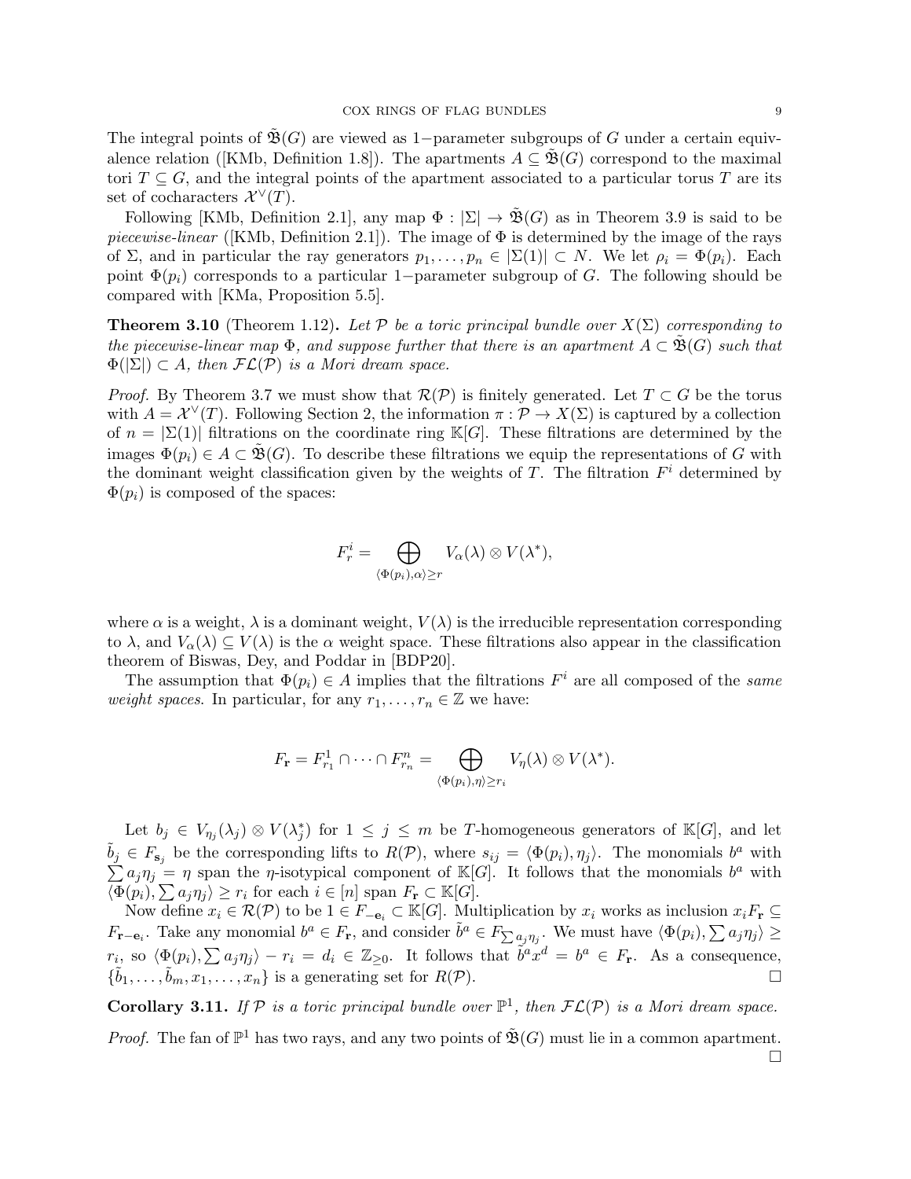The integral points of $\tilde{\mathfrak{B}}(G)$ are viewed as 1−parameter subgroups of $G$ under a certain equivalence relation ([KMb, Definition 1.8]). The apartments $A \subseteq \tilde{\mathfrak{B}}(G)$ correspond to the maximal tori $T \subseteq G$, and the integral points of the apartment associated to a particular torus $T$ are its set of cocharacters $\mathcal{X}^\vee(T)$.

Following [KMb, Definition 2.1], any map $\Phi : |\Sigma| \to \tilde{\mathfrak{B}}(G)$ as in Theorem 3.9 is said to be *piecewise-linear* ([KMb, Definition 2.1]). The image of $\Phi$ is determined by the image of the rays of $\Sigma$, and in particular the ray generators $p_1, \ldots, p_n \in |\Sigma(1)| \subset N$. We let $\rho_i = \Phi(p_i)$. Each point $\Phi(p_i)$ corresponds to a particular 1−parameter subgroup of $G$. The following should be compared with [KMa, Proposition 5.5].

**Theorem 3.10** (Theorem 1.12)**.** *Let $\mathcal{P}$ be a toric principal bundle over $X(\Sigma)$ corresponding to the piecewise-linear map $\Phi$, and suppose further that there is an apartment $A \subset \tilde{\mathfrak{B}}(G)$ such that $\Phi(|\Sigma|) \subset A$, then $\mathcal{FL}(\mathcal{P})$ is a Mori dream space.*

*Proof.* By Theorem 3.7 we must show that $\mathcal{R}(\mathcal{P})$ is finitely generated. Let $T \subset G$ be the torus with $A = \mathcal{X}^\vee(T)$. Following Section 2, the information $\pi : \mathcal{P} \to X(\Sigma)$ is captured by a collection of $n = |\Sigma(1)|$ filtrations on the coordinate ring $\mathbb{K}[G]$. These filtrations are determined by the images $\Phi(p_i) \in A \subset \tilde{\mathfrak{B}}(G)$. To describe these filtrations we equip the representations of $G$ with the dominant weight classification given by the weights of $T$. The filtration $F^i$ determined by $\Phi(p_i)$ is composed of the spaces:

$$F^i_r = \bigoplus_{\langle \Phi(p_i), \alpha \rangle \geq r} V_\alpha(\lambda) \otimes V(\lambda^*),$$

where $\alpha$ is a weight, $\lambda$ is a dominant weight, $V(\lambda)$ is the irreducible representation corresponding to $\lambda$, and $V_\alpha(\lambda) \subseteq V(\lambda)$ is the $\alpha$ weight space. These filtrations also appear in the classification theorem of Biswas, Dey, and Poddar in [BDP20].

The assumption that $\Phi(p_i) \in A$ implies that the filtrations $F^i$ are all composed of the *same weight spaces*. In particular, for any $r_1, \ldots, r_n \in \mathbb{Z}$ we have:

$$F_{\mathbf{r}} = F^1_{r_1} \cap \cdots \cap F^n_{r_n} = \bigoplus_{\langle \Phi(p_i), \eta \rangle \geq r_i} V_\eta(\lambda) \otimes V(\lambda^*).$$

Let $b_j \in V_{\eta_j}(\lambda_j) \otimes V(\lambda_j^*)$ for $1 \leq j \leq m$ be $T$-homogeneous generators of $\mathbb{K}[G]$, and let $\tilde{b}_j \in F_{\mathbf{s}_j}$ be the corresponding lifts to $R(\mathcal{P})$, where $s_{ij} = \langle \Phi(p_i), \eta_j \rangle$. The monomials $b^a$ with $\sum a_j \eta_j = \eta$ span the $\eta$-isotypical component of $\mathbb{K}[G]$. It follows that the monomials $b^a$ with $\langle \Phi(p_i), \sum a_j \eta_j \rangle \geq r_i$ for each $i \in [n]$ span $F_{\mathbf{r}} \subset \mathbb{K}[G]$.

Now define $x_i \in \mathcal{R}(\mathcal{P})$ to be $1 \in F_{-\mathbf{e}_i} \subset \mathbb{K}[G]$. Multiplication by $x_i$ works as inclusion $x_i F_{\mathbf{r}} \subseteq F_{\mathbf{r}-\mathbf{e}_i}$. Take any monomial $b^a \in F_{\mathbf{r}}$, and consider $\tilde{b}^a \in F_{\sum a_j \eta_j}$. We must have $\langle \Phi(p_i), \sum a_j \eta_j \rangle \geq r_i$, so $\langle \Phi(p_i), \sum a_j \eta_j \rangle - r_i = d_i \in \mathbb{Z}_{\geq 0}$. It follows that $\tilde{b}^a x^d = b^a \in F_{\mathbf{r}}$. As a consequence, $\{\tilde{b}_1, \ldots, \tilde{b}_m, x_1, \ldots, x_n\}$ is a generating set for $R(\mathcal{P})$. □

**Corollary 3.11.** *If $\mathcal{P}$ is a toric principal bundle over $\mathbb{P}^1$, then $\mathcal{FL}(\mathcal{P})$ is a Mori dream space.*

*Proof.* The fan of $\mathbb{P}^1$ has two rays, and any two points of $\tilde{\mathfrak{B}}(G)$ must lie in a common apartment. □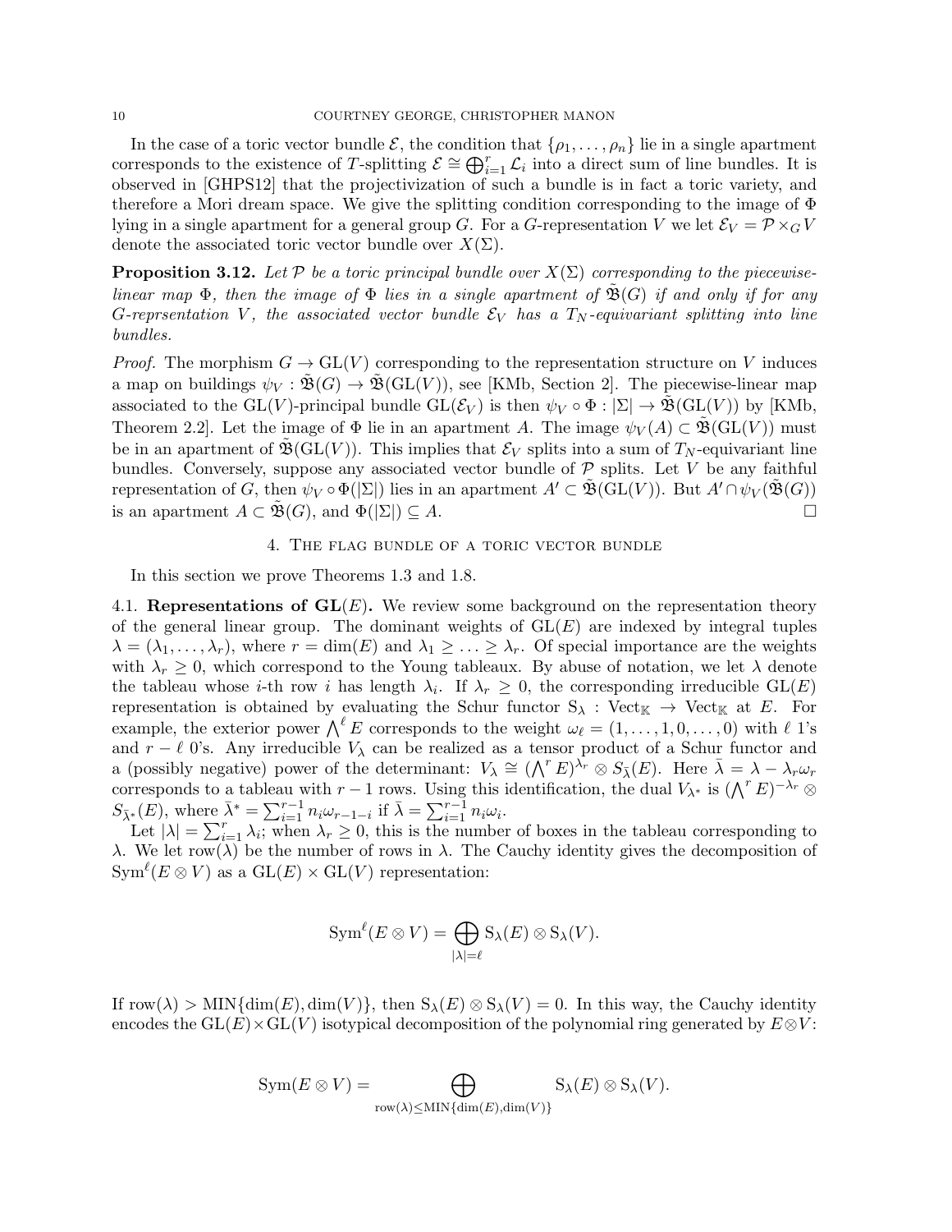In the case of a toric vector bundle $\mathcal{E}$, the condition that $\{\rho_1, \ldots, \rho_n\}$ lie in a single apartment corresponds to the existence of $T$-splitting $\mathcal{E} \cong \bigoplus_{i=1}^r \mathcal{L}_i$ into a direct sum of line bundles. It is observed in [GHPS12] that the projectivization of such a bundle is in fact a toric variety, and therefore a Mori dream space. We give the splitting condition corresponding to the image of $\Phi$ lying in a single apartment for a general group $G$. For a $G$-representation $V$ we let $\mathcal{E}_V = \mathcal{P} \times_G V$ denote the associated toric vector bundle over $X(\Sigma)$.

**Proposition 3.12.** *Let $\mathcal{P}$ be a toric principal bundle over $X(\Sigma)$ corresponding to the piecewise-linear map $\Phi$, then the image of $\Phi$ lies in a single apartment of $\tilde{\mathfrak{B}}(G)$ if and only if for any $G$-reprsentation $V$, the associated vector bundle $\mathcal{E}_V$ has a $T_N$-equivariant splitting into line bundles.*

*Proof.* The morphism $G \to \mathrm{GL}(V)$ corresponding to the representation structure on $V$ induces a map on buildings $\psi_V : \tilde{\mathfrak{B}}(G) \to \tilde{\mathfrak{B}}(\mathrm{GL}(V))$, see [KMb, Section 2]. The piecewise-linear map associated to the $\mathrm{GL}(V)$-principal bundle $\mathrm{GL}(\mathcal{E}_V)$ is then $\psi_V \circ \Phi : |\Sigma| \to \tilde{\mathfrak{B}}(\mathrm{GL}(V))$ by [KMb, Theorem 2.2]. Let the image of $\Phi$ lie in an apartment $A$. The image $\psi_V(A) \subset \tilde{\mathfrak{B}}(\mathrm{GL}(V))$ must be in an apartment of $\tilde{\mathfrak{B}}(\mathrm{GL}(V))$. This implies that $\mathcal{E}_V$ splits into a sum of $T_N$-equivariant line bundles. Conversely, suppose any associated vector bundle of $\mathcal{P}$ splits. Let $V$ be any faithful representation of $G$, then $\psi_V \circ \Phi(|\Sigma|)$ lies in an apartment $A' \subset \tilde{\mathfrak{B}}(\mathrm{GL}(V))$. But $A' \cap \psi_V(\tilde{\mathfrak{B}}(G))$ is an apartment $A \subset \tilde{\mathfrak{B}}(G)$, and $\Phi(|\Sigma|) \subseteq A$. $\square$

## 4. The flag bundle of a toric vector bundle

In this section we prove Theorems 1.3 and 1.8.

4.1. **Representations of $\mathbf{GL}(E)$.** We review some background on the representation theory of the general linear group. The dominant weights of $\mathrm{GL}(E)$ are indexed by integral tuples $\lambda = (\lambda_1, \ldots, \lambda_r)$, where $r = \dim(E)$ and $\lambda_1 \geq \ldots \geq \lambda_r$. Of special importance are the weights with $\lambda_r \geq 0$, which correspond to the Young tableaux. By abuse of notation, we let $\lambda$ denote the tableau whose $i$-th row $i$ has length $\lambda_i$. If $\lambda_r \geq 0$, the corresponding irreducible $\mathrm{GL}(E)$ representation is obtained by evaluating the Schur functor $\mathrm{S}_\lambda : \mathrm{Vect}_{\mathbb{K}} \to \mathrm{Vect}_{\mathbb{K}}$ at $E$. For example, the exterior power $\bigwedge^\ell E$ corresponds to the weight $\omega_\ell = (1, \ldots, 1, 0, \ldots, 0)$ with $\ell$ 1's and $r - \ell$ 0's. Any irreducible $V_\lambda$ can be realized as a tensor product of a Schur functor and a (possibly negative) power of the determinant: $V_\lambda \cong (\bigwedge^r E)^{\lambda_r} \otimes S_{\bar{\lambda}}(E)$. Here $\bar{\lambda} = \lambda - \lambda_r \omega_r$ corresponds to a tableau with $r-1$ rows. Using this identification, the dual $V_{\lambda^*}$ is $(\bigwedge^r E)^{-\lambda_r} \otimes S_{\bar{\lambda}^*}(E)$, where $\bar{\lambda}^* = \sum_{i=1}^{r-1} n_i \omega_{r-1-i}$ if $\bar{\lambda} = \sum_{i=1}^{r-1} n_i \omega_i$.

Let $|\lambda| = \sum_{i=1}^r \lambda_i$; when $\lambda_r \geq 0$, this is the number of boxes in the tableau corresponding to $\lambda$. We let $\mathrm{row}(\lambda)$ be the number of rows in $\lambda$. The Cauchy identity gives the decomposition of $\mathrm{Sym}^\ell(E \otimes V)$ as a $\mathrm{GL}(E) \times \mathrm{GL}(V)$ representation:

$$\mathrm{Sym}^\ell(E \otimes V) = \bigoplus_{|\lambda| = \ell} \mathrm{S}_\lambda(E) \otimes \mathrm{S}_\lambda(V).$$

If $\mathrm{row}(\lambda) > \mathrm{MIN}\{\dim(E), \dim(V)\}$, then $\mathrm{S}_\lambda(E) \otimes \mathrm{S}_\lambda(V) = 0$. In this way, the Cauchy identity encodes the $\mathrm{GL}(E) \times \mathrm{GL}(V)$ isotypical decomposition of the polynomial ring generated by $E \otimes V$:

$$\mathrm{Sym}(E \otimes V) = \bigoplus_{\mathrm{row}(\lambda) \leq \mathrm{MIN}\{\dim(E), \dim(V)\}} \mathrm{S}_\lambda(E) \otimes \mathrm{S}_\lambda(V).$$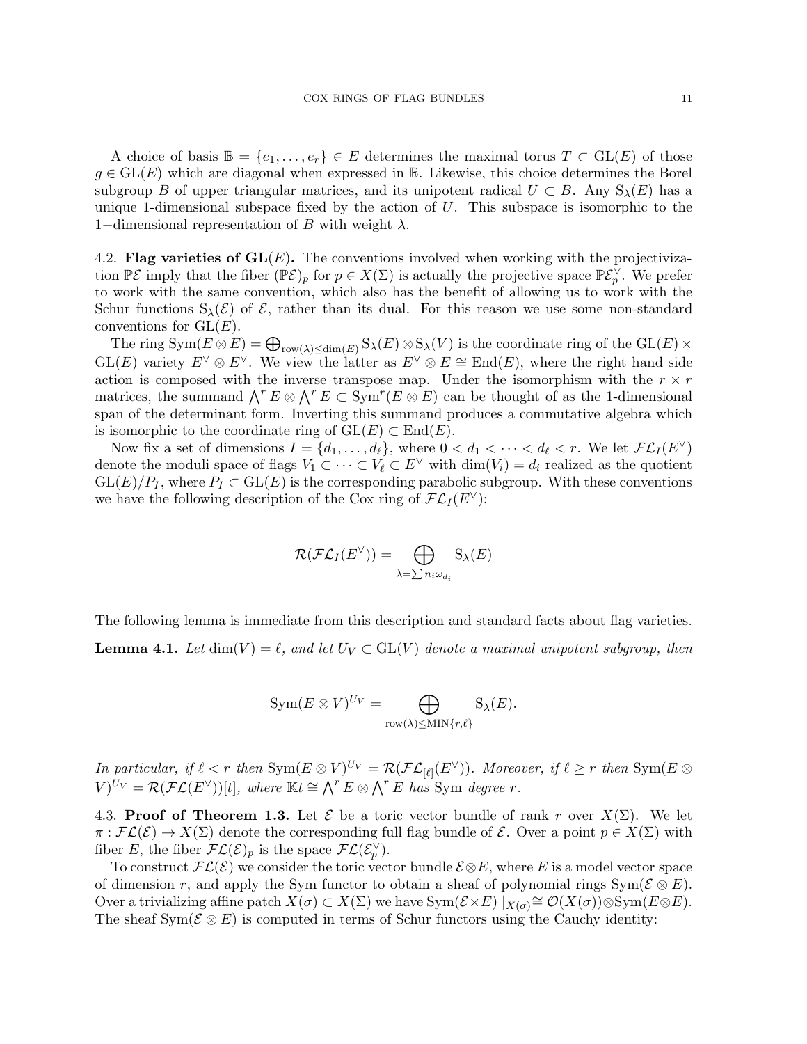A choice of basis $\mathbb{B} = \{e_1, \ldots, e_r\} \in E$ determines the maximal torus $T \subset \mathrm{GL}(E)$ of those $g \in \mathrm{GL}(E)$ which are diagonal when expressed in $\mathbb{B}$. Likewise, this choice determines the Borel subgroup $B$ of upper triangular matrices, and its unipotent radical $U \subset B$. Any $\mathrm{S}_\lambda(E)$ has a unique 1-dimensional subspace fixed by the action of $U$. This subspace is isomorphic to the 1−dimensional representation of $B$ with weight $\lambda$.

**4.2. Flag varieties of $\mathbf{GL}(E)$.** The conventions involved when working with the projectivization $\mathbb{P}\mathcal{E}$ imply that the fiber $(\mathbb{P}\mathcal{E})_p$ for $p \in X(\Sigma)$ is actually the projective space $\mathbb{P}\mathcal{E}_p^\vee$. We prefer to work with the same convention, which also has the benefit of allowing us to work with the Schur functions $\mathrm{S}_\lambda(\mathcal{E})$ of $\mathcal{E}$, rather than its dual. For this reason we use some non-standard conventions for $\mathrm{GL}(E)$.

The ring $\mathrm{Sym}(E \otimes E) = \bigoplus_{\mathrm{row}(\lambda) \leq \dim(E)} \mathrm{S}_\lambda(E) \otimes \mathrm{S}_\lambda(V)$ is the coordinate ring of the $\mathrm{GL}(E) \times \mathrm{GL}(E)$ variety $E^\vee \otimes E^\vee$. We view the latter as $E^\vee \otimes E \cong \mathrm{End}(E)$, where the right hand side action is composed with the inverse transpose map. Under the isomorphism with the $r \times r$ matrices, the summand $\bigwedge^r E \otimes \bigwedge^r E \subset \mathrm{Sym}^r(E \otimes E)$ can be thought of as the 1-dimensional span of the determinant form. Inverting this summand produces a commutative algebra which is isomorphic to the coordinate ring of $\mathrm{GL}(E) \subset \mathrm{End}(E)$.

Now fix a set of dimensions $I = \{d_1, \ldots, d_\ell\}$, where $0 < d_1 < \cdots < d_\ell < r$. We let $\mathcal{FL}_I(E^\vee)$ denote the moduli space of flags $V_1 \subset \cdots \subset V_\ell \subset E^\vee$ with $\dim(V_i) = d_i$ realized as the quotient $\mathrm{GL}(E)/P_I$, where $P_I \subset \mathrm{GL}(E)$ is the corresponding parabolic subgroup. With these conventions we have the following description of the Cox ring of $\mathcal{FL}_I(E^\vee)$:

$$\mathcal{R}(\mathcal{FL}_I(E^\vee)) = \bigoplus_{\lambda = \sum n_i \omega_{d_i}} \mathrm{S}_\lambda(E)$$

The following lemma is immediate from this description and standard facts about flag varieties.

**Lemma 4.1.** *Let $\dim(V) = \ell$, and let $U_V \subset \mathrm{GL}(V)$ denote a maximal unipotent subgroup, then*

$$\mathrm{Sym}(E \otimes V)^{U_V} = \bigoplus_{\mathrm{row}(\lambda) \leq \mathrm{MIN}\{r, \ell\}} \mathrm{S}_\lambda(E).$$

*In particular, if $\ell < r$ then $\mathrm{Sym}(E \otimes V)^{U_V} = \mathcal{R}(\mathcal{FL}_{[\ell]}(E^\vee))$. Moreover, if $\ell \geq r$ then $\mathrm{Sym}(E \otimes V)^{U_V} = \mathcal{R}(\mathcal{FL}(E^\vee))[t]$, where $\mathbb{K}t \cong \bigwedge^r E \otimes \bigwedge^r E$ has $\mathrm{Sym}$ degree $r$.*

**4.3. Proof of Theorem 1.3.** Let $\mathcal{E}$ be a toric vector bundle of rank $r$ over $X(\Sigma)$. We let $\pi : \mathcal{FL}(\mathcal{E}) \to X(\Sigma)$ denote the corresponding full flag bundle of $\mathcal{E}$. Over a point $p \in X(\Sigma)$ with fiber $E$, the fiber $\mathcal{FL}(\mathcal{E})_p$ is the space $\mathcal{FL}(\mathcal{E}_p^\vee)$.

To construct $\mathcal{FL}(\mathcal{E})$ we consider the toric vector bundle $\mathcal{E} \otimes E$, where $E$ is a model vector space of dimension $r$, and apply the Sym functor to obtain a sheaf of polynomial rings $\mathrm{Sym}(\mathcal{E} \otimes E)$. Over a trivializing affine patch $X(\sigma) \subset X(\Sigma)$ we have $\mathrm{Sym}(\mathcal{E} \times E) \mid_{X(\sigma)} \cong \mathcal{O}(X(\sigma)) \otimes \mathrm{Sym}(E \otimes E)$. The sheaf $\mathrm{Sym}(\mathcal{E} \otimes E)$ is computed in terms of Schur functors using the Cauchy identity: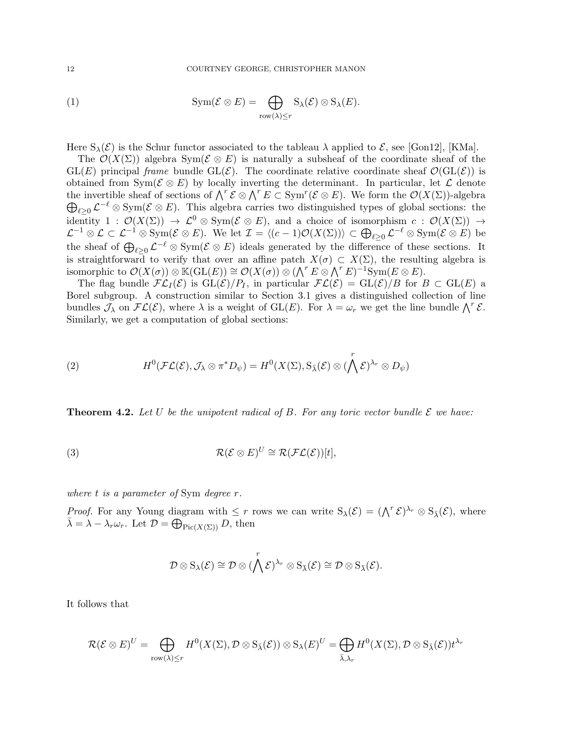$$\mathrm{Sym}(\mathcal{E} \otimes E) = \bigoplus_{\mathrm{row}(\lambda) \leq r} \mathrm{S}_\lambda(\mathcal{E}) \otimes \mathrm{S}_\lambda(E). \tag{1}$$

Here $\mathrm{S}_\lambda(\mathcal{E})$ is the Schur functor associated to the tableau $\lambda$ applied to $\mathcal{E}$, see [Gon12], [KMa].

The $\mathcal{O}(X(\Sigma))$ algebra $\mathrm{Sym}(\mathcal{E} \otimes E)$ is naturally a subsheaf of the coordinate sheaf of the $\mathrm{GL}(E)$ principal *frame* bundle $\mathrm{GL}(\mathcal{E})$. The coordinate relative coordinate sheaf $\mathcal{O}(\mathrm{GL}(\mathcal{E}))$ is obtained from $\mathrm{Sym}(\mathcal{E} \otimes E)$ by locally inverting the determinant. In particular, let $\mathcal{L}$ denote the invertible sheaf of sections of $\bigwedge^r \mathcal{E} \otimes \bigwedge^r E \subset \mathrm{Sym}^r(\mathcal{E} \otimes E)$. We form the $\mathcal{O}(X(\Sigma))$-algebra $\bigoplus_{\ell \geq 0} \mathcal{L}^{-\ell} \otimes \mathrm{Sym}(\mathcal{E} \otimes E)$. This algebra carries two distinguished types of global sections: the identity $1 : \mathcal{O}(X(\Sigma)) \to \mathcal{L}^0 \otimes \mathrm{Sym}(\mathcal{E} \otimes E)$, and a choice of isomorphism $c : \mathcal{O}(X(\Sigma)) \to \mathcal{L}^{-1} \otimes \mathcal{L} \subset \mathcal{L}^{-1} \otimes \mathrm{Sym}(\mathcal{E} \otimes E)$. We let $\mathcal{I} = \langle (c-1)\mathcal{O}(X(\Sigma)) \rangle \subset \bigoplus_{\ell \geq 0} \mathcal{L}^{-\ell} \otimes \mathrm{Sym}(\mathcal{E} \otimes E)$ be the sheaf of $\bigoplus_{\ell \geq 0} \mathcal{L}^{-\ell} \otimes \mathrm{Sym}(\mathcal{E} \otimes E)$ ideals generated by the difference of these sections. It is straightforward to verify that over an affine patch $X(\sigma) \subset X(\Sigma)$, the resulting algebra is isomorphic to $\mathcal{O}(X(\sigma)) \otimes \mathbb{K}(\mathrm{GL}(E)) \cong \mathcal{O}(X(\sigma)) \otimes (\bigwedge^r E \otimes \bigwedge^r E)^{-1} \mathrm{Sym}(E \otimes E)$.

The flag bundle $\mathcal{FL}_I(\mathcal{E})$ is $\mathrm{GL}(\mathcal{E})/P_I$, in particular $\mathcal{FL}(\mathcal{E}) = \mathrm{GL}(\mathcal{E})/B$ for $B \subset \mathrm{GL}(E)$ a Borel subgroup. A construction similar to Section 3.1 gives a distinguished collection of line bundles $\mathcal{J}_\lambda$ on $\mathcal{FL}(\mathcal{E})$, where $\lambda$ is a weight of $\mathrm{GL}(E)$. For $\lambda = \omega_r$ we get the line bundle $\bigwedge^r \mathcal{E}$. Similarly, we get a computation of global sections:

$$H^0(\mathcal{FL}(\mathcal{E}), \mathcal{J}_\lambda \otimes \pi^* D_\psi) = H^0(X(\Sigma), \mathrm{S}_{\bar{\lambda}}(\mathcal{E}) \otimes (\bigwedge^r \mathcal{E})^{\lambda_r} \otimes D_\psi) \tag{2}$$

**Theorem 4.2.** *Let $U$ be the unipotent radical of $B$. For any toric vector bundle $\mathcal{E}$ we have:*

$$\mathcal{R}(\mathcal{E} \otimes E)^U \cong \mathcal{R}(\mathcal{FL}(\mathcal{E}))[t], \tag{3}$$

*where $t$ is a parameter of* Sym *degree $r$.*

*Proof.* For any Young diagram with $\leq r$ rows we can write $\mathrm{S}_\lambda(\mathcal{E}) = (\bigwedge^r \mathcal{E})^{\lambda_r} \otimes \mathrm{S}_{\bar{\lambda}}(\mathcal{E})$, where $\bar{\lambda} = \lambda - \lambda_r \omega_r$. Let $\mathcal{D} = \bigoplus_{\mathrm{Pic}(X(\Sigma))} D$, then

$$\mathcal{D} \otimes \mathrm{S}_\lambda(\mathcal{E}) \cong \mathcal{D} \otimes (\bigwedge^r \mathcal{E})^{\lambda_r} \otimes \mathrm{S}_{\bar{\lambda}}(\mathcal{E}) \cong \mathcal{D} \otimes \mathrm{S}_{\bar{\lambda}}(\mathcal{E}).$$

It follows that

$$\mathcal{R}(\mathcal{E} \otimes E)^U = \bigoplus_{\mathrm{row}(\lambda) \leq r} H^0(X(\Sigma), \mathcal{D} \otimes \mathrm{S}_{\bar{\lambda}}(\mathcal{E})) \otimes \mathrm{S}_\lambda(E)^U = \bigoplus_{\bar{\lambda}, \lambda_r} H^0(X(\Sigma), \mathcal{D} \otimes \mathrm{S}_{\bar{\lambda}}(\mathcal{E})) t^{\lambda_r}$$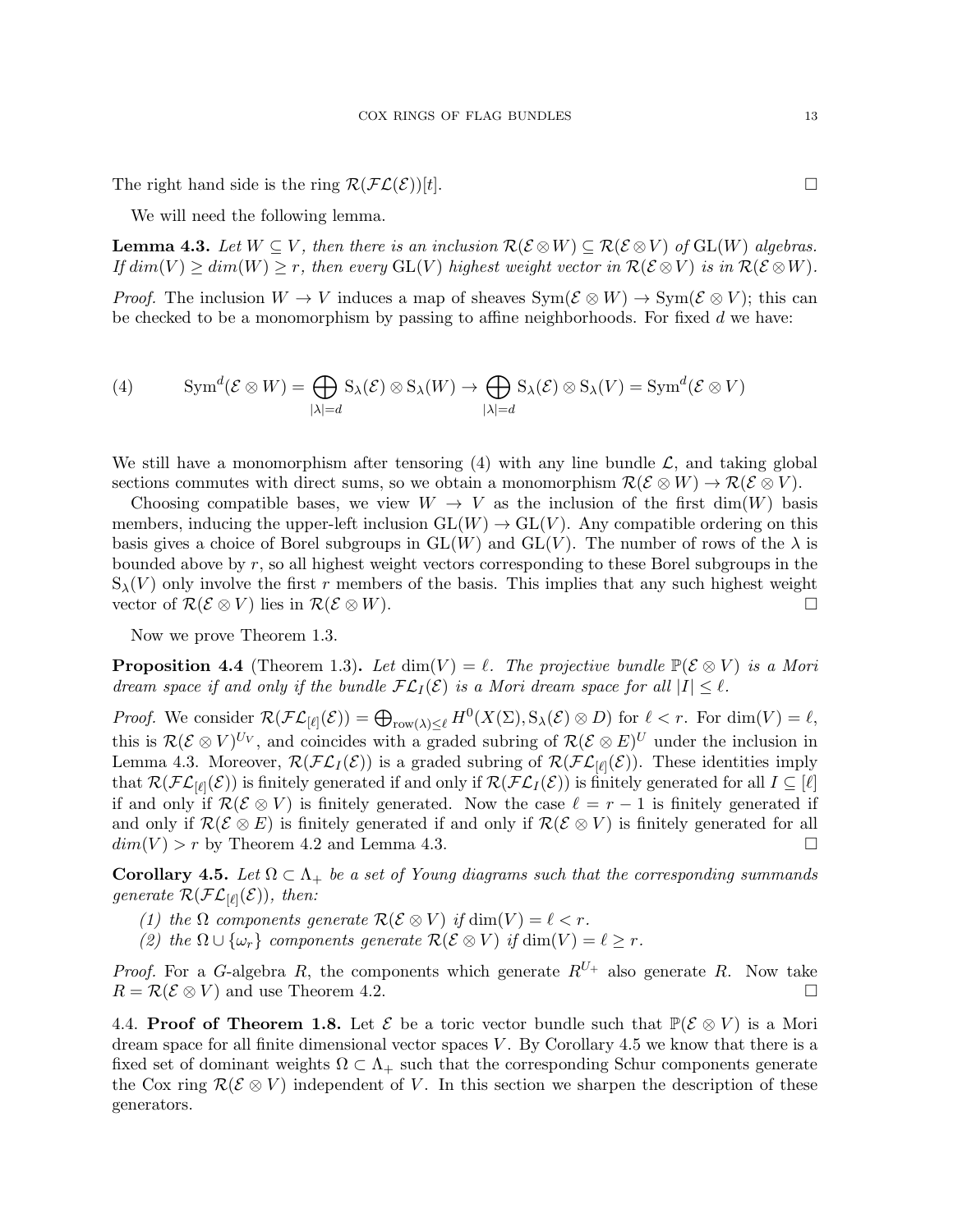The right hand side is the ring $\mathcal{R}(\mathcal{FL}(\mathcal{E}))[t]$. $\square$

We will need the following lemma.

**Lemma 4.3.** *Let $W \subseteq V$, then there is an inclusion $\mathcal{R}(\mathcal{E} \otimes W) \subseteq \mathcal{R}(\mathcal{E} \otimes V)$ of $\mathrm{GL}(W)$ algebras. If $dim(V) \geq dim(W) \geq r$, then every $\mathrm{GL}(V)$ highest weight vector in $\mathcal{R}(\mathcal{E} \otimes V)$ is in $\mathcal{R}(\mathcal{E} \otimes W)$.*

*Proof.* The inclusion $W \to V$ induces a map of sheaves $\mathrm{Sym}(\mathcal{E} \otimes W) \to \mathrm{Sym}(\mathcal{E} \otimes V)$; this can be checked to be a monomorphism by passing to affine neighborhoods. For fixed $d$ we have:

$$\mathrm{Sym}^d(\mathcal{E} \otimes W) = \bigoplus_{|\lambda|=d} \mathrm{S}_\lambda(\mathcal{E}) \otimes \mathrm{S}_\lambda(W) \to \bigoplus_{|\lambda|=d} \mathrm{S}_\lambda(\mathcal{E}) \otimes \mathrm{S}_\lambda(V) = \mathrm{Sym}^d(\mathcal{E} \otimes V) \tag{4}$$

We still have a monomorphism after tensoring (4) with any line bundle $\mathcal{L}$, and taking global sections commutes with direct sums, so we obtain a monomorphism $\mathcal{R}(\mathcal{E} \otimes W) \to \mathcal{R}(\mathcal{E} \otimes V)$.

Choosing compatible bases, we view $W \to V$ as the inclusion of the first $\dim(W)$ basis members, inducing the upper-left inclusion $\mathrm{GL}(W) \to \mathrm{GL}(V)$. Any compatible ordering on this basis gives a choice of Borel subgroups in $\mathrm{GL}(W)$ and $\mathrm{GL}(V)$. The number of rows of the $\lambda$ is bounded above by $r$, so all highest weight vectors corresponding to these Borel subgroups in the $\mathrm{S}_\lambda(V)$ only involve the first $r$ members of the basis. This implies that any such highest weight vector of $\mathcal{R}(\mathcal{E} \otimes V)$ lies in $\mathcal{R}(\mathcal{E} \otimes W)$. $\square$

Now we prove Theorem 1.3.

**Proposition 4.4** (Theorem 1.3)**.** *Let $\dim(V) = \ell$. The projective bundle $\mathbb{P}(\mathcal{E} \otimes V)$ is a Mori dream space if and only if the bundle $\mathcal{FL}_I(\mathcal{E})$ is a Mori dream space for all $|I| \leq \ell$.*

*Proof.* We consider $\mathcal{R}(\mathcal{FL}_{[\ell]}(\mathcal{E})) = \bigoplus_{\mathrm{row}(\lambda) \leq \ell} H^0(X(\Sigma), \mathrm{S}_\lambda(\mathcal{E}) \otimes D)$ for $\ell < r$. For $\dim(V) = \ell$, this is $\mathcal{R}(\mathcal{E} \otimes V)^{U_V}$, and coincides with a graded subring of $\mathcal{R}(\mathcal{E} \otimes E)^U$ under the inclusion in Lemma 4.3. Moreover, $\mathcal{R}(\mathcal{FL}_I(\mathcal{E}))$ is a graded subring of $\mathcal{R}(\mathcal{FL}_{[\ell]}(\mathcal{E}))$. These identities imply that $\mathcal{R}(\mathcal{FL}_{[\ell]}(\mathcal{E}))$ is finitely generated if and only if $\mathcal{R}(\mathcal{FL}_I(\mathcal{E}))$ is finitely generated for all $I \subseteq [\ell]$ if and only if $\mathcal{R}(\mathcal{E} \otimes V)$ is finitely generated. Now the case $\ell = r - 1$ is finitely generated if and only if $\mathcal{R}(\mathcal{E} \otimes E)$ is finitely generated if and only if $\mathcal{R}(\mathcal{E} \otimes V)$ is finitely generated for all $dim(V) > r$ by Theorem 4.2 and Lemma 4.3. $\square$

**Corollary 4.5.** *Let $\Omega \subset \Lambda_+$ be a set of Young diagrams such that the corresponding summands generate $\mathcal{R}(\mathcal{FL}_{[\ell]}(\mathcal{E}))$, then:*

1. *the $\Omega$ components generate $\mathcal{R}(\mathcal{E} \otimes V)$ if $\dim(V) = \ell < r$.*
2. *the $\Omega \cup \{\omega_r\}$ components generate $\mathcal{R}(\mathcal{E} \otimes V)$ if $\dim(V) = \ell \geq r$.*

*Proof.* For a $G$-algebra $R$, the components which generate $R^{U_+}$ also generate $R$. Now take $R = \mathcal{R}(\mathcal{E} \otimes V)$ and use Theorem 4.2. $\square$

4.4. **Proof of Theorem 1.8.** Let $\mathcal{E}$ be a toric vector bundle such that $\mathbb{P}(\mathcal{E} \otimes V)$ is a Mori dream space for all finite dimensional vector spaces $V$. By Corollary 4.5 we know that there is a fixed set of dominant weights $\Omega \subset \Lambda_+$ such that the corresponding Schur components generate the Cox ring $\mathcal{R}(\mathcal{E} \otimes V)$ independent of $V$. In this section we sharpen the description of these generators.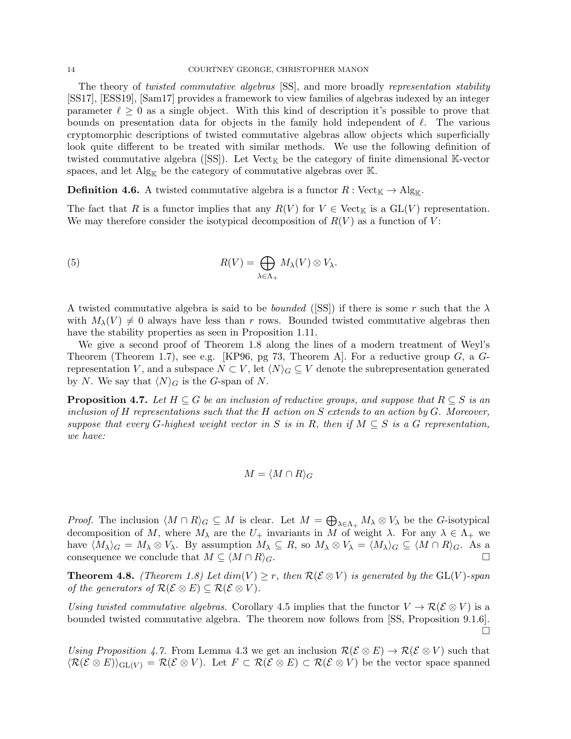The theory of *twisted commutative algebras* [SS], and more broadly *representation stability* [SS17], [ESS19], [Sam17] provides a framework to view families of algebras indexed by an integer parameter $\ell \geq 0$ as a single object. With this kind of description it's possible to prove that bounds on presentation data for objects in the family hold independent of $\ell$. The various cryptomorphic descriptions of twisted commutative algebras allow objects which superficially look quite different to be treated with similar methods. We use the following definition of twisted commutative algebra ([SS]). Let $\mathrm{Vect}_{\mathbb{K}}$ be the category of finite dimensional $\mathbb{K}$-vector spaces, and let $\mathrm{Alg}_{\mathbb{K}}$ be the category of commutative algebras over $\mathbb{K}$.

**Definition 4.6.** A twisted commutative algebra is a functor $R : \mathrm{Vect}_{\mathbb{K}} \to \mathrm{Alg}_{\mathbb{K}}$.

The fact that $R$ is a functor implies that any $R(V)$ for $V \in \mathrm{Vect}_{\mathbb{K}}$ is a $\mathrm{GL}(V)$ representation. We may therefore consider the isotypical decomposition of $R(V)$ as a function of $V$:

$$R(V) = \bigoplus_{\lambda \in \Lambda_+} M_\lambda(V) \otimes V_\lambda. \tag{5}$$

A twisted commutative algebra is said to be *bounded* ([SS]) if there is some $r$ such that the $\lambda$ with $M_\lambda(V) \neq 0$ always have less than $r$ rows. Bounded twisted commutative algebras then have the stability properties as seen in Proposition 1.11.

We give a second proof of Theorem 1.8 along the lines of a modern treatment of Weyl's Theorem (Theorem 1.7), see e.g. [KP96, pg 73, Theorem A]. For a reductive group $G$, a $G$-representation $V$, and a subspace $N \subset V$, let $\langle N \rangle_G \subseteq V$ denote the subrepresentation generated by $N$. We say that $\langle N \rangle_G$ is the $G$-span of $N$.

**Proposition 4.7.** *Let $H \subseteq G$ be an inclusion of reductive groups, and suppose that $R \subseteq S$ is an inclusion of $H$ representations such that the $H$ action on $S$ extends to an action by $G$. Moreover, suppose that every $G$-highest weight vector in $S$ is in $R$, then if $M \subseteq S$ is a $G$ representation, we have:*

$$M = \langle M \cap R \rangle_G$$

*Proof.* The inclusion $\langle M \cap R \rangle_G \subseteq M$ is clear. Let $M = \bigoplus_{\lambda \in \Lambda_+} M_\lambda \otimes V_\lambda$ be the $G$-isotypical decomposition of $M$, where $M_\lambda$ are the $U_+$ invariants in $M$ of weight $\lambda$. For any $\lambda \in \Lambda_+$ we have $\langle M_\lambda \rangle_G = M_\lambda \otimes V_\lambda$. By assumption $M_\lambda \subseteq R$, so $M_\lambda \otimes V_\lambda = \langle M_\lambda \rangle_G \subseteq \langle M \cap R \rangle_G$. As a consequence we conclude that $M \subseteq \langle M \cap R \rangle_G$. □

**Theorem 4.8.** *(Theorem 1.8) Let $dim(V) \geq r$, then $\mathcal{R}(\mathcal{E} \otimes V)$ is generated by the $\mathrm{GL}(V)$-span of the generators of $\mathcal{R}(\mathcal{E} \otimes E) \subseteq \mathcal{R}(\mathcal{E} \otimes V)$.*

*Using twisted commutative algebras.* Corollary 4.5 implies that the functor $V \to \mathcal{R}(\mathcal{E} \otimes V)$ is a bounded twisted commutative algebra. The theorem now follows from [SS, Proposition 9.1.6]. □

*Using Proposition 4.7.* From Lemma 4.3 we get an inclusion $\mathcal{R}(\mathcal{E} \otimes E) \to \mathcal{R}(\mathcal{E} \otimes V)$ such that $\langle \mathcal{R}(\mathcal{E} \otimes E) \rangle_{\mathrm{GL}(V)} = \mathcal{R}(\mathcal{E} \otimes V)$. Let $F \subset \mathcal{R}(\mathcal{E} \otimes E) \subset \mathcal{R}(\mathcal{E} \otimes V)$ be the vector space spanned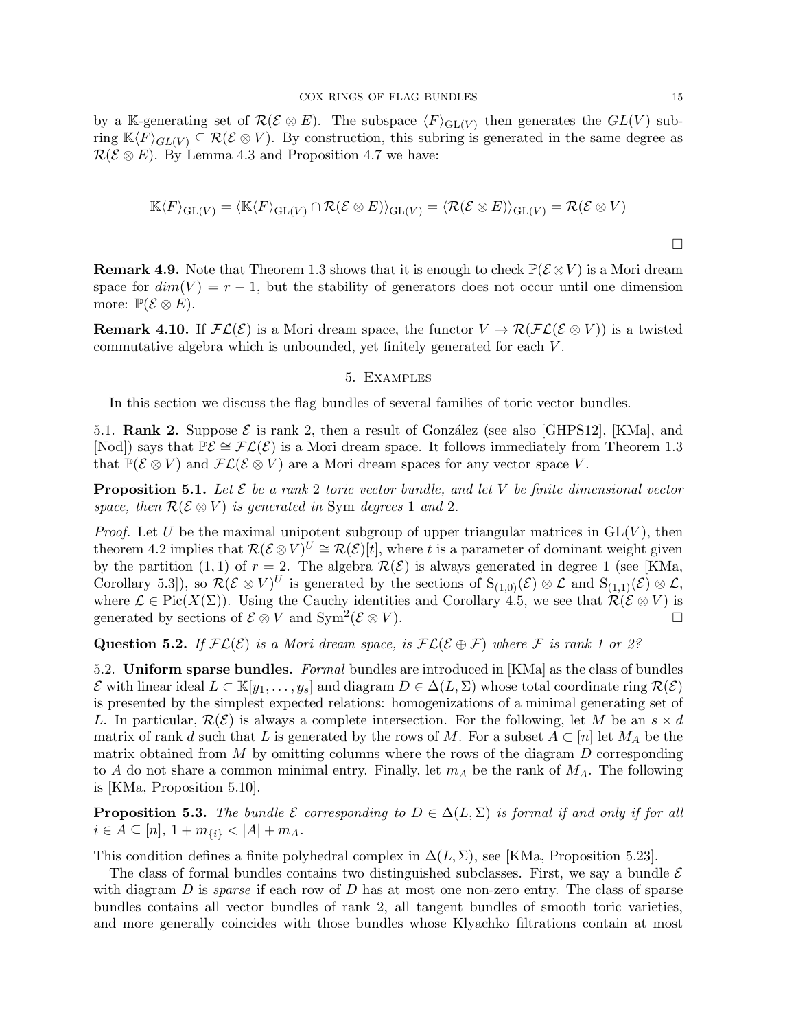by a $\mathbb{K}$-generating set of $\mathcal{R}(\mathcal{E} \otimes E)$. The subspace $\langle F \rangle_{\mathrm{GL}(V)}$ then generates the $GL(V)$ subring $\mathbb{K}\langle F \rangle_{GL(V)} \subseteq \mathcal{R}(\mathcal{E} \otimes V)$. By construction, this subring is generated in the same degree as $\mathcal{R}(\mathcal{E} \otimes E)$. By Lemma 4.3 and Proposition 4.7 we have:

$$\mathbb{K}\langle F \rangle_{\mathrm{GL}(V)} = \langle \mathbb{K}\langle F \rangle_{\mathrm{GL}(V)} \cap \mathcal{R}(\mathcal{E} \otimes E) \rangle_{\mathrm{GL}(V)} = \langle \mathcal{R}(\mathcal{E} \otimes E) \rangle_{\mathrm{GL}(V)} = \mathcal{R}(\mathcal{E} \otimes V)$$

□

**Remark 4.9.** Note that Theorem 1.3 shows that it is enough to check $\mathbb{P}(\mathcal{E} \otimes V)$ is a Mori dream space for $dim(V) = r - 1$, but the stability of generators does not occur until one dimension more: $\mathbb{P}(\mathcal{E} \otimes E)$.

**Remark 4.10.** If $\mathcal{FL}(\mathcal{E})$ is a Mori dream space, the functor $V \to \mathcal{R}(\mathcal{FL}(\mathcal{E} \otimes V))$ is a twisted commutative algebra which is unbounded, yet finitely generated for each $V$.

## 5. Examples

In this section we discuss the flag bundles of several families of toric vector bundles.

5.1. **Rank 2.** Suppose $\mathcal{E}$ is rank 2, then a result of González (see also [GHPS12], [KMa], and [Nod]) says that $\mathbb{P}\mathcal{E} \cong \mathcal{FL}(\mathcal{E})$ is a Mori dream space. It follows immediately from Theorem 1.3 that $\mathbb{P}(\mathcal{E} \otimes V)$ and $\mathcal{FL}(\mathcal{E} \otimes V)$ are a Mori dream spaces for any vector space $V$.

**Proposition 5.1.** *Let $\mathcal{E}$ be a rank 2 toric vector bundle, and let $V$ be finite dimensional vector space, then $\mathcal{R}(\mathcal{E} \otimes V)$ is generated in* Sym *degrees 1 and 2.*

*Proof.* Let $U$ be the maximal unipotent subgroup of upper triangular matrices in $\mathrm{GL}(V)$, then theorem 4.2 implies that $\mathcal{R}(\mathcal{E} \otimes V)^U \cong \mathcal{R}(\mathcal{E})[t]$, where $t$ is a parameter of dominant weight given by the partition $(1, 1)$ of $r = 2$. The algebra $\mathcal{R}(\mathcal{E})$ is always generated in degree 1 (see [KMa, Corollary 5.3]), so $\mathcal{R}(\mathcal{E} \otimes V)^U$ is generated by the sections of $\mathrm{S}_{(1,0)}(\mathcal{E}) \otimes \mathcal{L}$ and $\mathrm{S}_{(1,1)}(\mathcal{E}) \otimes \mathcal{L}$, where $\mathcal{L} \in \mathrm{Pic}(X(\Sigma))$. Using the Cauchy identities and Corollary 4.5, we see that $\mathcal{R}(\mathcal{E} \otimes V)$ is generated by sections of $\mathcal{E} \otimes V$ and $\mathrm{Sym}^2(\mathcal{E} \otimes V)$. □

**Question 5.2.** *If $\mathcal{FL}(\mathcal{E})$ is a Mori dream space, is $\mathcal{FL}(\mathcal{E} \oplus \mathcal{F})$ where $\mathcal{F}$ is rank 1 or 2?*

5.2. **Uniform sparse bundles.** *Formal* bundles are introduced in [KMa] as the class of bundles $\mathcal{E}$ with linear ideal $L \subset \mathbb{K}[y_1, \ldots, y_s]$ and diagram $D \in \Delta(L, \Sigma)$ whose total coordinate ring $\mathcal{R}(\mathcal{E})$ is presented by the simplest expected relations: homogenizations of a minimal generating set of $L$. In particular, $\mathcal{R}(\mathcal{E})$ is always a complete intersection. For the following, let $M$ be an $s \times d$ matrix of rank $d$ such that $L$ is generated by the rows of $M$. For a subset $A \subset [n]$ let $M_A$ be the matrix obtained from $M$ by omitting columns where the rows of the diagram $D$ corresponding to $A$ do not share a common minimal entry. Finally, let $m_A$ be the rank of $M_A$. The following is [KMa, Proposition 5.10].

**Proposition 5.3.** *The bundle $\mathcal{E}$ corresponding to $D \in \Delta(L, \Sigma)$ is formal if and only if for all $i \in A \subseteq [n]$, $1 + m_{\{i\}} < |A| + m_A$.*

This condition defines a finite polyhedral complex in $\Delta(L, \Sigma)$, see [KMa, Proposition 5.23].

The class of formal bundles contains two distinguished subclasses. First, we say a bundle $\mathcal{E}$ with diagram $D$ is *sparse* if each row of $D$ has at most one non-zero entry. The class of sparse bundles contains all vector bundles of rank 2, all tangent bundles of smooth toric varieties, and more generally coincides with those bundles whose Klyachko filtrations contain at most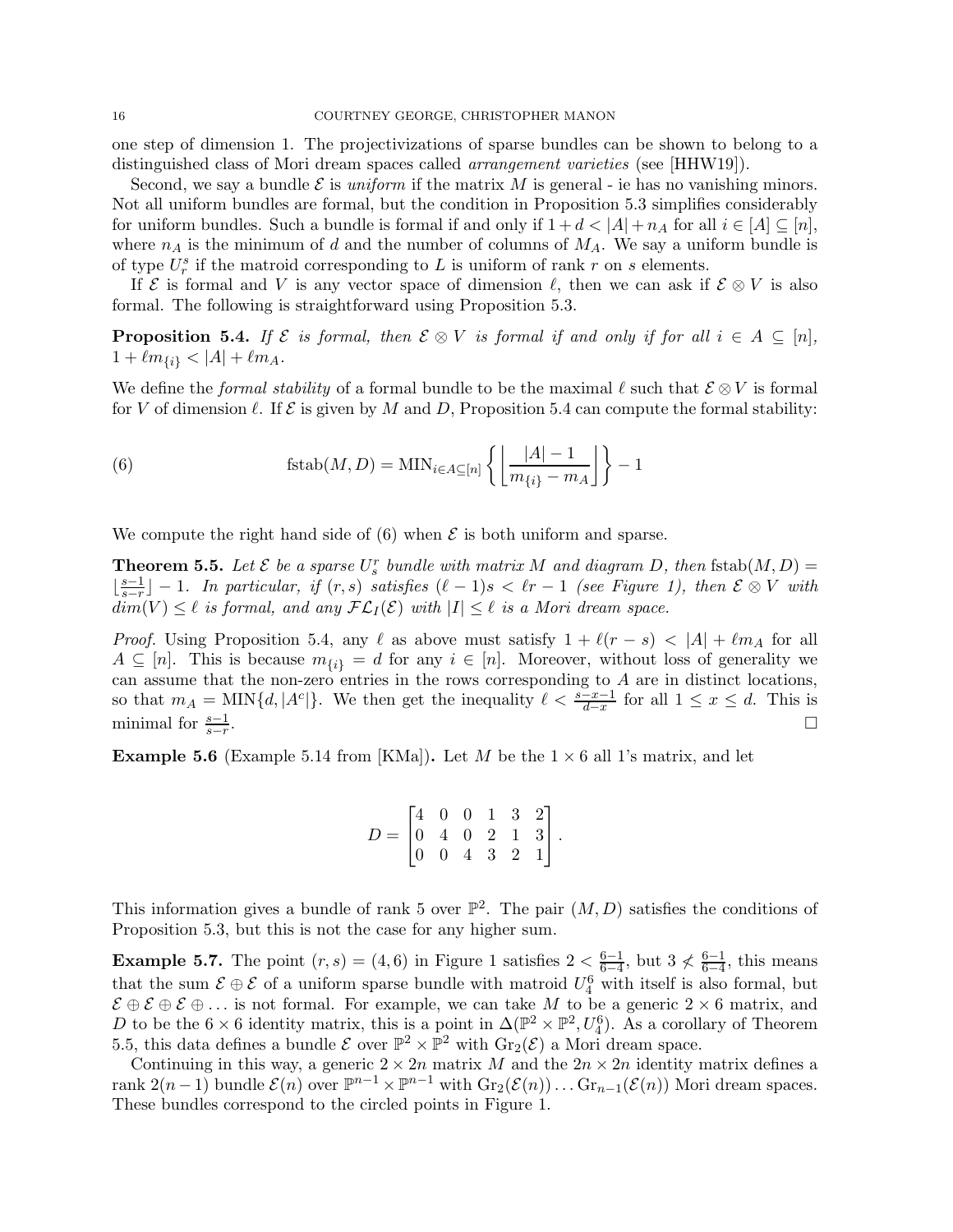one step of dimension 1. The projectivizations of sparse bundles can be shown to belong to a distinguished class of Mori dream spaces called *arrangement varieties* (see [HHW19]).

Second, we say a bundle $\mathcal{E}$ is *uniform* if the matrix $M$ is general - ie has no vanishing minors. Not all uniform bundles are formal, but the condition in Proposition 5.3 simplifies considerably for uniform bundles. Such a bundle is formal if and only if $1 + d < |A| + n_A$ for all $i \in [A] \subseteq [n]$, where $n_A$ is the minimum of $d$ and the number of columns of $M_A$. We say a uniform bundle is of type $U_r^s$ if the matroid corresponding to $L$ is uniform of rank $r$ on $s$ elements.

If $\mathcal{E}$ is formal and $V$ is any vector space of dimension $\ell$, then we can ask if $\mathcal{E} \otimes V$ is also formal. The following is straightforward using Proposition 5.3.

**Proposition 5.4.** *If $\mathcal{E}$ is formal, then $\mathcal{E} \otimes V$ is formal if and only if for all $i \in A \subseteq [n]$, $1 + \ell m_{\{i\}} < |A| + \ell m_A$.*

We define the *formal stability* of a formal bundle to be the maximal $\ell$ such that $\mathcal{E} \otimes V$ is formal for $V$ of dimension $\ell$. If $\mathcal{E}$ is given by $M$ and $D$, Proposition 5.4 can compute the formal stability:

$$\text{fstab}(M, D) = \text{MIN}_{i \in A \subseteq [n]} \left\{ \left\lfloor \frac{|A| - 1}{m_{\{i\}} - m_A} \right\rfloor \right\} - 1 \tag{6}$$

We compute the right hand side of (6) when $\mathcal{E}$ is both uniform and sparse.

**Theorem 5.5.** *Let $\mathcal{E}$ be a sparse $U_s^r$ bundle with matrix $M$ and diagram $D$, then $\text{fstab}(M, D) = \lfloor \frac{s-1}{s-r} \rfloor - 1$. In particular, if $(r, s)$ satisfies $(\ell - 1)s < \ell r - 1$ (see Figure 1), then $\mathcal{E} \otimes V$ with $dim(V) \leq \ell$ is formal, and any $\mathcal{FL}_I(\mathcal{E})$ with $|I| \leq \ell$ is a Mori dream space.*

*Proof.* Using Proposition 5.4, any $\ell$ as above must satisfy $1 + \ell(r - s) < |A| + \ell m_A$ for all $A \subseteq [n]$. This is because $m_{\{i\}} = d$ for any $i \in [n]$. Moreover, without loss of generality we can assume that the non-zero entries in the rows corresponding to $A$ are in distinct locations, so that $m_A = \text{MIN}\{d, |A^c|\}$. We then get the inequality $\ell < \frac{s-x-1}{d-x}$ for all $1 \leq x \leq d$. This is minimal for $\frac{s-1}{s-r}$. $\square$

**Example 5.6** (Example 5.14 from [KMa])**.** Let $M$ be the $1 \times 6$ all 1's matrix, and let

$$D = \begin{bmatrix} 4 & 0 & 0 & 1 & 3 & 2 \\ 0 & 4 & 0 & 2 & 1 & 3 \\ 0 & 0 & 4 & 3 & 2 & 1 \end{bmatrix}.$$

This information gives a bundle of rank 5 over $\mathbb{P}^2$. The pair $(M, D)$ satisfies the conditions of Proposition 5.3, but this is not the case for any higher sum.

**Example 5.7.** The point $(r, s) = (4, 6)$ in Figure 1 satisfies $2 < \frac{6-1}{6-4}$, but $3 \not< \frac{6-1}{6-4}$, this means that the sum $\mathcal{E} \oplus \mathcal{E}$ of a uniform sparse bundle with matroid $U_4^6$ with itself is also formal, but $\mathcal{E} \oplus \mathcal{E} \oplus \mathcal{E} \oplus \ldots$ is not formal. For example, we can take $M$ to be a generic $2 \times 6$ matrix, and $D$ to be the $6 \times 6$ identity matrix, this is a point in $\Delta(\mathbb{P}^2 \times \mathbb{P}^2, U_4^6)$. As a corollary of Theorem 5.5, this data defines a bundle $\mathcal{E}$ over $\mathbb{P}^2 \times \mathbb{P}^2$ with $\text{Gr}_2(\mathcal{E})$ a Mori dream space.

Continuing in this way, a generic $2 \times 2n$ matrix $M$ and the $2n \times 2n$ identity matrix defines a rank $2(n-1)$ bundle $\mathcal{E}(n)$ over $\mathbb{P}^{n-1} \times \mathbb{P}^{n-1}$ with $\text{Gr}_2(\mathcal{E}(n)) \ldots \text{Gr}_{n-1}(\mathcal{E}(n))$ Mori dream spaces. These bundles correspond to the circled points in Figure 1.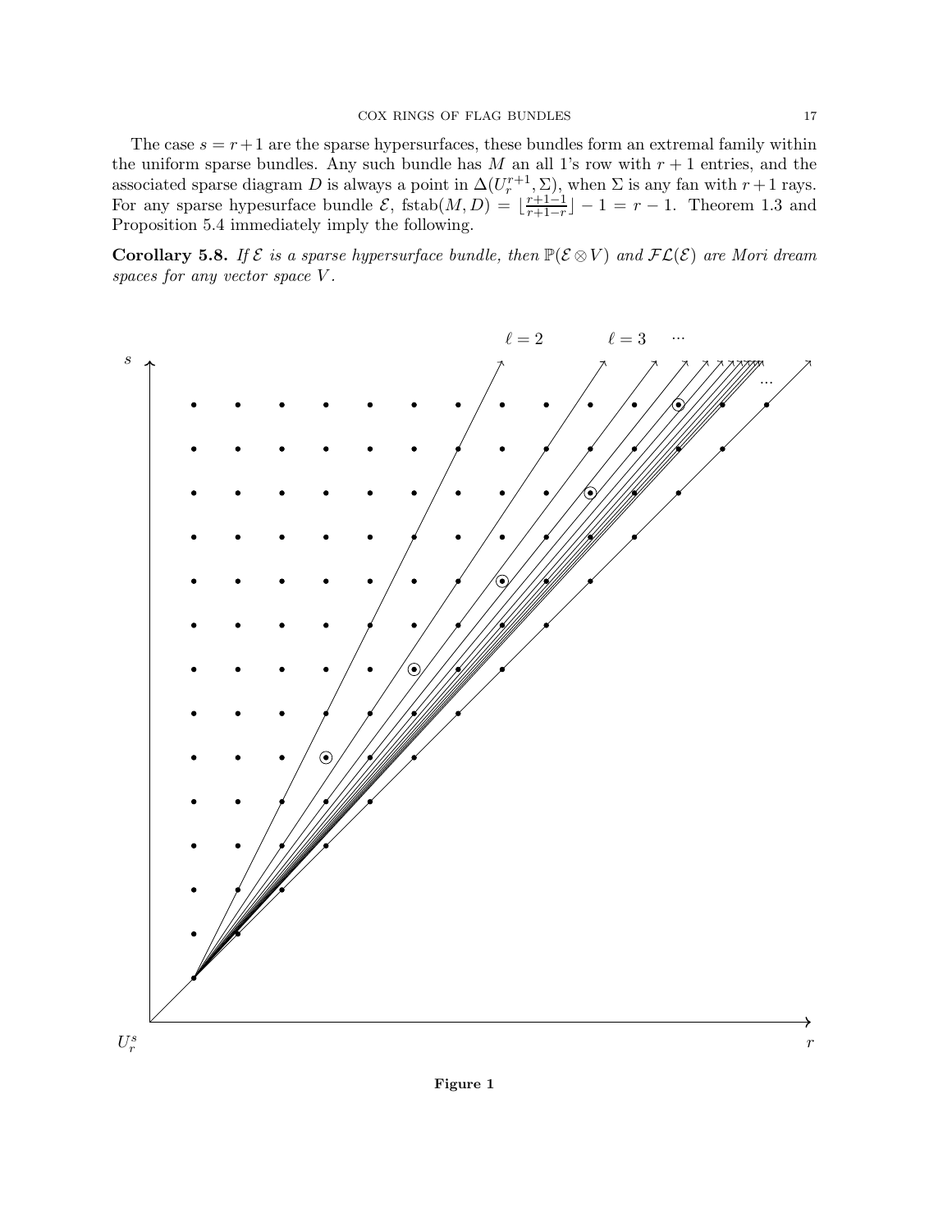The case $s = r+1$ are the sparse hypersurfaces, these bundles form an extremal family within the uniform sparse bundles. Any such bundle has $M$ an all 1's row with $r+1$ entries, and the associated sparse diagram $D$ is always a point in $\Delta(U_r^{r+1}, \Sigma)$, when $\Sigma$ is any fan with $r+1$ rays. For any sparse hypesurface bundle $\mathcal{E}$, $\mathrm{fstab}(M, D) = \lfloor \frac{r+1-1}{r+1-r} \rfloor - 1 = r - 1$. Theorem 1.3 and Proposition 5.4 immediately imply the following.

**Corollary 5.8.** *If $\mathcal{E}$ is a sparse hypersurface bundle, then $\mathbb{P}(\mathcal{E} \otimes V)$ and $\mathcal{FL}(\mathcal{E})$ are Mori dream spaces for any vector space $V$.*

**Figure 1**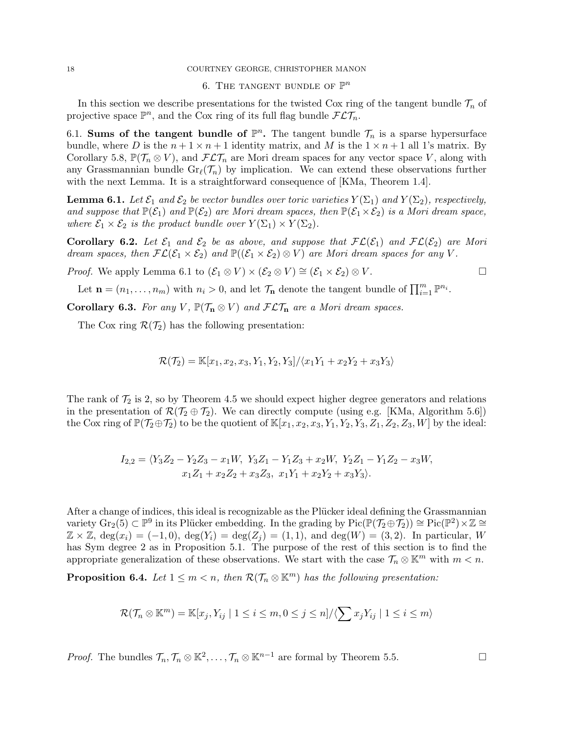## 6. The tangent bundle of $\mathbb{P}^n$

In this section we describe presentations for the twisted Cox ring of the tangent bundle $\mathcal{T}_n$ of projective space $\mathbb{P}^n$, and the Cox ring of its full flag bundle $\mathcal{FLT}_n$.

### 6.1. Sums of the tangent bundle of $\mathbb{P}^n$.

The tangent bundle $\mathcal{T}_n$ is a sparse hypersurface bundle, where $D$ is the $n+1 \times n+1$ identity matrix, and $M$ is the $1 \times n+1$ all 1's matrix. By Corollary 5.8, $\mathbb{P}(\mathcal{T}_n \otimes V)$, and $\mathcal{FLT}_n$ are Mori dream spaces for any vector space $V$, along with any Grassmannian bundle $\mathrm{Gr}_\ell(\mathcal{T}_n)$ by implication. We can extend these observations further with the next Lemma. It is a straightforward consequence of [KMa, Theorem 1.4].

**Lemma 6.1.** *Let $\mathcal{E}_1$ and $\mathcal{E}_2$ be vector bundles over toric varieties $Y(\Sigma_1)$ and $Y(\Sigma_2)$, respectively, and suppose that $\mathbb{P}(\mathcal{E}_1)$ and $\mathbb{P}(\mathcal{E}_2)$ are Mori dream spaces, then $\mathbb{P}(\mathcal{E}_1 \times \mathcal{E}_2)$ is a Mori dream space, where $\mathcal{E}_1 \times \mathcal{E}_2$ is the product bundle over $Y(\Sigma_1) \times Y(\Sigma_2)$.*

**Corollary 6.2.** *Let $\mathcal{E}_1$ and $\mathcal{E}_2$ be as above, and suppose that $\mathcal{FL}(\mathcal{E}_1)$ and $\mathcal{FL}(\mathcal{E}_2)$ are Mori dream spaces, then $\mathcal{FL}(\mathcal{E}_1 \times \mathcal{E}_2)$ and $\mathbb{P}((\mathcal{E}_1 \times \mathcal{E}_2) \otimes V)$ are Mori dream spaces for any $V$.*

*Proof.* We apply Lemma 6.1 to $(\mathcal{E}_1 \otimes V) \times (\mathcal{E}_2 \otimes V) \cong (\mathcal{E}_1 \times \mathcal{E}_2) \otimes V$. □

Let $\mathbf{n} = (n_1, \ldots, n_m)$ with $n_i > 0$, and let $\mathcal{T}_\mathbf{n}$ denote the tangent bundle of $\prod_{i=1}^m \mathbb{P}^{n_i}$.

**Corollary 6.3.** *For any $V$, $\mathbb{P}(\mathcal{T}_\mathbf{n} \otimes V)$ and $\mathcal{FLT}_\mathbf{n}$ are a Mori dream spaces.*

The Cox ring $\mathcal{R}(\mathcal{T}_2)$ has the following presentation:

$$\mathcal{R}(\mathcal{T}_2) = \mathbb{K}[x_1, x_2, x_3, Y_1, Y_2, Y_3]/\langle x_1Y_1 + x_2Y_2 + x_3Y_3\rangle$$

The rank of $\mathcal{T}_2$ is 2, so by Theorem 4.5 we should expect higher degree generators and relations in the presentation of $\mathcal{R}(\mathcal{T}_2 \oplus \mathcal{T}_2)$. We can directly compute (using e.g. [KMa, Algorithm 5.6]) the Cox ring of $\mathbb{P}(\mathcal{T}_2 \oplus \mathcal{T}_2)$ to be the quotient of $\mathbb{K}[x_1, x_2, x_3, Y_1, Y_2, Y_3, Z_1, Z_2, Z_3, W]$ by the ideal:

$$\begin{aligned} I_{2,2} = \langle &Y_3Z_2 - Y_2Z_3 - x_1W,\ Y_3Z_1 - Y_1Z_3 + x_2W,\ Y_2Z_1 - Y_1Z_2 - x_3W, \\ &x_1Z_1 + x_2Z_2 + x_3Z_3,\ x_1Y_1 + x_2Y_2 + x_3Y_3\rangle. \end{aligned}$$

After a change of indices, this ideal is recognizable as the Plücker ideal defining the Grassmannian variety $\mathrm{Gr}_2(5) \subset \mathbb{P}^9$ in its Plücker embedding. In the grading by $\mathrm{Pic}(\mathbb{P}(\mathcal{T}_2 \oplus \mathcal{T}_2)) \cong \mathrm{Pic}(\mathbb{P}^2) \times \mathbb{Z} \cong \mathbb{Z} \times \mathbb{Z}$, $\deg(x_i) = (-1, 0)$, $\deg(Y_i) = \deg(Z_j) = (1, 1)$, and $\deg(W) = (3, 2)$. In particular, $W$ has Sym degree 2 as in Proposition 5.1. The purpose of the rest of this section is to find the appropriate generalization of these observations. We start with the case $\mathcal{T}_n \otimes \mathbb{K}^m$ with $m < n$.

**Proposition 6.4.** *Let $1 \leq m < n$, then $\mathcal{R}(\mathcal{T}_n \otimes \mathbb{K}^m)$ has the following presentation:*

$$\mathcal{R}(\mathcal{T}_n \otimes \mathbb{K}^m) = \mathbb{K}[x_j, Y_{ij} \mid 1 \leq i \leq m, 0 \leq j \leq n]/\langle \sum x_j Y_{ij} \mid 1 \leq i \leq m\rangle$$

*Proof.* The bundles $\mathcal{T}_n, \mathcal{T}_n \otimes \mathbb{K}^2, \ldots, \mathcal{T}_n \otimes \mathbb{K}^{n-1}$ are formal by Theorem 5.5. □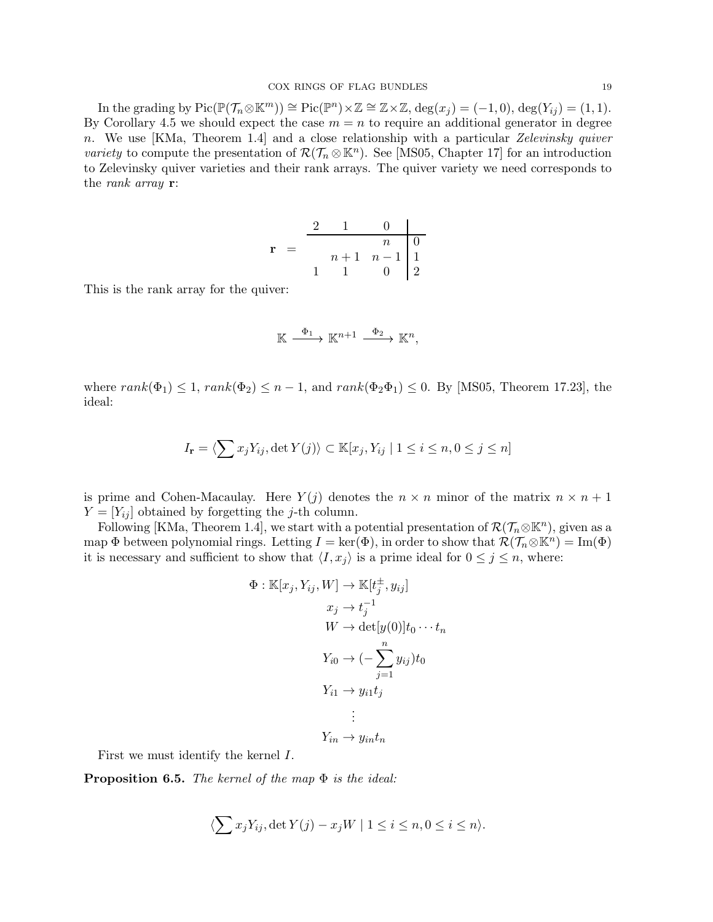In the grading by $\mathrm{Pic}(\mathbb{P}(\mathcal{T}_n \otimes \mathbb{K}^m)) \cong \mathrm{Pic}(\mathbb{P}^n) \times \mathbb{Z} \cong \mathbb{Z} \times \mathbb{Z}$, $\deg(x_j) = (-1, 0)$, $\deg(Y_{ij}) = (1, 1)$. By Corollary 4.5 we should expect the case $m = n$ to require an additional generator in degree $n$. We use [KMa, Theorem 1.4] and a close relationship with a particular *Zelevinsky quiver variety* to compute the presentation of $\mathcal{R}(\mathcal{T}_n \otimes \mathbb{K}^n)$. See [MS05, Chapter 17] for an introduction to Zelevinsky quiver varieties and their rank arrays. The quiver variety we need corresponds to the *rank array* $\mathbf{r}$:

$$\mathbf{r} \;=\; \begin{array}{ccc|c} 2 & 1 & 0 & \\ \hline & & n & 0 \\ & n+1 & n-1 & 1 \\ 1 & 1 & 0 & 2 \end{array}$$

This is the rank array for the quiver:

$$\mathbb{K} \xrightarrow{\Phi_1} \mathbb{K}^{n+1} \xrightarrow{\Phi_2} \mathbb{K}^n,$$

where $rank(\Phi_1) \leq 1$, $rank(\Phi_2) \leq n-1$, and $rank(\Phi_2\Phi_1) \leq 0$. By [MS05, Theorem 17.23], the ideal:

$$I_{\mathbf{r}} = \langle \sum x_j Y_{ij}, \det Y(j) \rangle \subset \mathbb{K}[x_j, Y_{ij} \mid 1 \leq i \leq n, 0 \leq j \leq n]$$

is prime and Cohen-Macaulay. Here $Y(j)$ denotes the $n \times n$ minor of the matrix $n \times n+1$ $Y = [Y_{ij}]$ obtained by forgetting the $j$-th column.

Following [KMa, Theorem 1.4], we start with a potential presentation of $\mathcal{R}(\mathcal{T}_n \otimes \mathbb{K}^n)$, given as a map $\Phi$ between polynomial rings. Letting $I = \ker(\Phi)$, in order to show that $\mathcal{R}(\mathcal{T}_n \otimes \mathbb{K}^n) = \mathrm{Im}(\Phi)$ it is necessary and sufficient to show that $\langle I, x_j \rangle$ is a prime ideal for $0 \leq j \leq n$, where:

$$\begin{aligned}
\Phi : \mathbb{K}[x_j, Y_{ij}, W] &\to \mathbb{K}[t_j^{\pm}, y_{ij}] \\
x_j &\to t_j^{-1} \\
W &\to \det[y(0)] t_0 \cdots t_n \\
Y_{i0} &\to (-\sum_{j=1}^{n} y_{ij}) t_0 \\
Y_{i1} &\to y_{i1} t_j \\
&\vdots \\
Y_{in} &\to y_{in} t_n
\end{aligned}$$

First we must identify the kernel $I$.

**Proposition 6.5.** *The kernel of the map $\Phi$ is the ideal:*

$$\langle \sum x_j Y_{ij}, \det Y(j) - x_j W \mid 1 \leq i \leq n, 0 \leq i \leq n \rangle.$$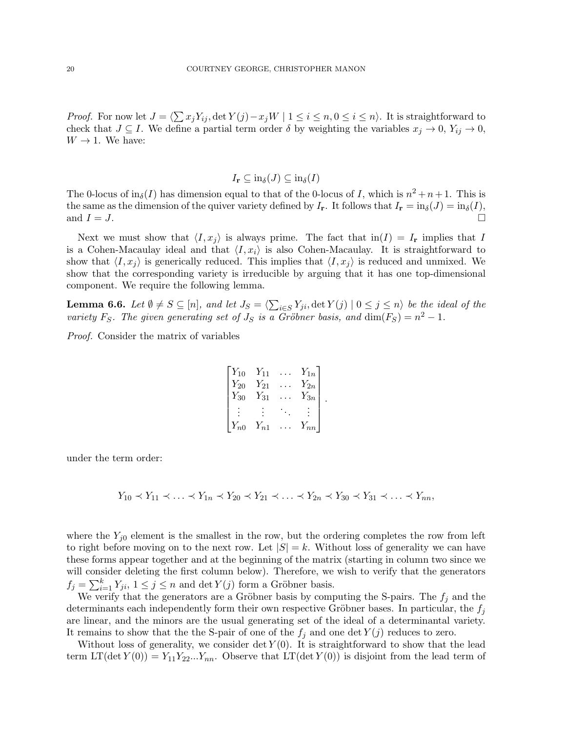*Proof.* For now let $J = \langle \sum x_j Y_{ij}, \det Y(j) - x_j W \mid 1 \leq i \leq n, 0 \leq i \leq n \rangle$. It is straightforward to check that $J \subseteq I$. We define a partial term order $\delta$ by weighting the variables $x_j \to 0$, $Y_{ij} \to 0$, $W \to 1$. We have:

$$I_{\mathbf{r}} \subseteq \text{in}_\delta(J) \subseteq \text{in}_\delta(I)$$

The 0-locus of $\text{in}_\delta(I)$ has dimension equal to that of the 0-locus of $I$, which is $n^2 + n + 1$. This is the same as the dimension of the quiver variety defined by $I_{\mathbf{r}}$. It follows that $I_{\mathbf{r}} = \text{in}_\delta(J) = \text{in}_\delta(I)$, and $I = J$. □

Next we must show that $\langle I, x_j \rangle$ is always prime. The fact that $\text{in}(I) = I_{\mathbf{r}}$ implies that $I$ is a Cohen-Macaulay ideal and that $\langle I, x_i \rangle$ is also Cohen-Macaulay. It is straightforward to show that $\langle I, x_j \rangle$ is generically reduced. This implies that $\langle I, x_j \rangle$ is reduced and unmixed. We show that the corresponding variety is irreducible by arguing that it has one top-dimensional component. We require the following lemma.

**Lemma 6.6.** *Let $\emptyset \neq S \subseteq [n]$, and let $J_S = \langle \sum_{i \in S} Y_{ji}, \det Y(j) \mid 0 \leq j \leq n \rangle$ be the ideal of the variety $F_S$. The given generating set of $J_S$ is a Gröbner basis, and $\dim(F_S) = n^2 - 1$.*

*Proof.* Consider the matrix of variables

$$\begin{bmatrix} Y_{10} & Y_{11} & \dots & Y_{1n} \\ Y_{20} & Y_{21} & \dots & Y_{2n} \\ Y_{30} & Y_{31} & \dots & Y_{3n} \\ \vdots & \vdots & \ddots & \vdots \\ Y_{n0} & Y_{n1} & \dots & Y_{nn} \end{bmatrix}.$$

under the term order:

$$Y_{10} \prec Y_{11} \prec \ldots \prec Y_{1n} \prec Y_{20} \prec Y_{21} \prec \ldots \prec Y_{2n} \prec Y_{30} \prec Y_{31} \prec \ldots \prec Y_{nn},$$

where the $Y_{j0}$ element is the smallest in the row, but the ordering completes the row from left to right before moving on to the next row. Let $|S| = k$. Without loss of generality we can have these forms appear together and at the beginning of the matrix (starting in column two since we will consider deleting the first column below). Therefore, we wish to verify that the generators $f_j = \sum_{i=1}^{k} Y_{ji}$, $1 \leq j \leq n$ and $\det Y(j)$ form a Gröbner basis.

We verify that the generators are a Gröbner basis by computing the S-pairs. The $f_j$ and the determinants each independently form their own respective Gröbner bases. In particular, the $f_j$ are linear, and the minors are the usual generating set of the ideal of a determinantal variety. It remains to show that the the S-pair of one of the $f_j$ and one $\det Y(j)$ reduces to zero.

Without loss of generality, we consider $\det Y(0)$. It is straightforward to show that the lead term $\text{LT}(\det Y(0)) = Y_{11}Y_{22}...Y_{nn}$. Observe that $\text{LT}(\det Y(0))$ is disjoint from the lead term of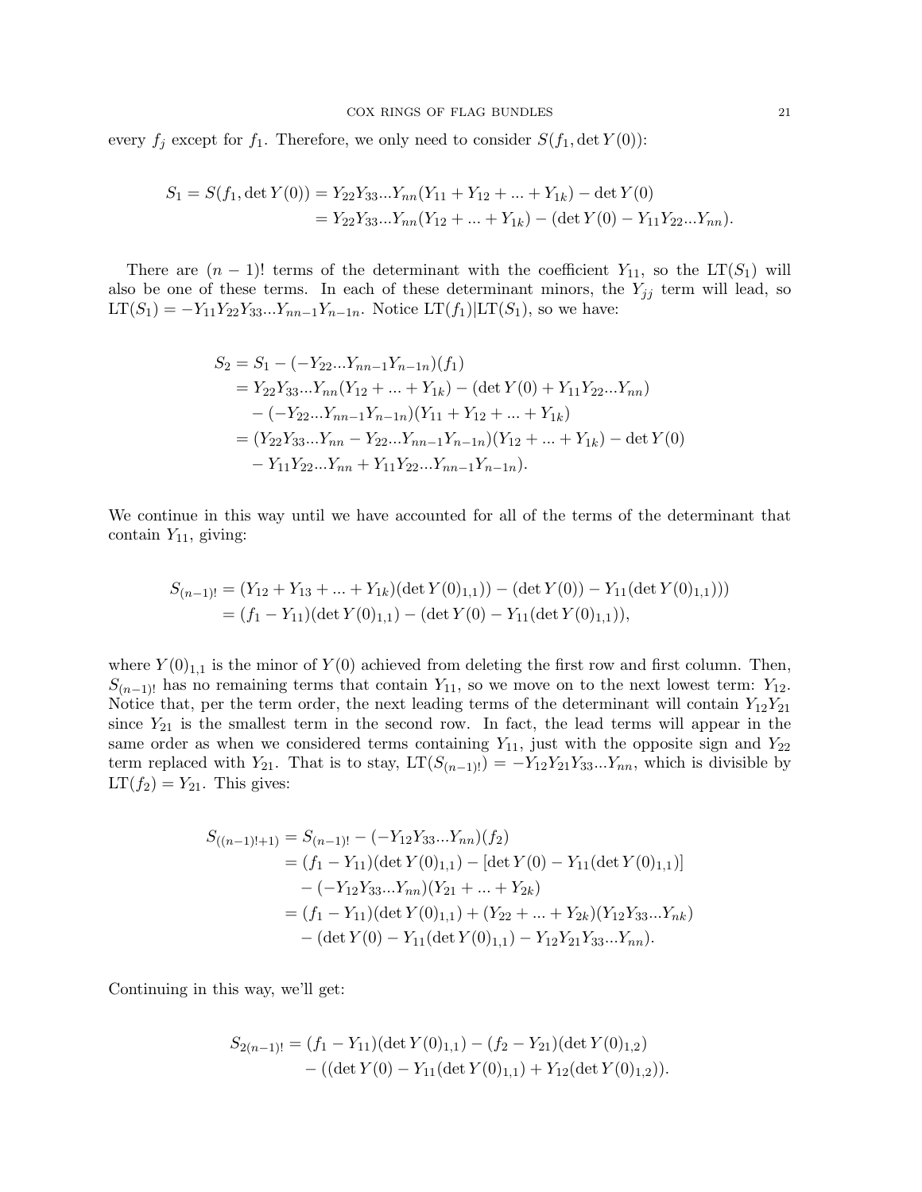every $f_j$ except for $f_1$. Therefore, we only need to consider $S(f_1, \det Y(0))$:

$$
\begin{aligned}
S_1 = S(f_1, \det Y(0)) &= Y_{22}Y_{33}...Y_{nn}(Y_{11} + Y_{12} + ... + Y_{1k}) - \det Y(0) \\
&= Y_{22}Y_{33}...Y_{nn}(Y_{12} + ... + Y_{1k}) - (\det Y(0) - Y_{11}Y_{22}...Y_{nn}).
\end{aligned}
$$

There are $(n-1)!$ terms of the determinant with the coefficient $Y_{11}$, so the $\mathrm{LT}(S_1)$ will also be one of these terms. In each of these determinant minors, the $Y_{jj}$ term will lead, so $\mathrm{LT}(S_1) = -Y_{11}Y_{22}Y_{33}...Y_{nn-1}Y_{n-1n}$. Notice $\mathrm{LT}(f_1)|\mathrm{LT}(S_1)$, so we have:

$$
\begin{aligned}
S_2 &= S_1 - (-Y_{22}...Y_{nn-1}Y_{n-1n})(f_1) \\
&= Y_{22}Y_{33}...Y_{nn}(Y_{12} + ... + Y_{1k}) - (\det Y(0) + Y_{11}Y_{22}...Y_{nn}) \\
&\quad - (-Y_{22}...Y_{nn-1}Y_{n-1n})(Y_{11} + Y_{12} + ... + Y_{1k}) \\
&= (Y_{22}Y_{33}...Y_{nn} - Y_{22}...Y_{nn-1}Y_{n-1n})(Y_{12} + ... + Y_{1k}) - \det Y(0) \\
&\quad - Y_{11}Y_{22}...Y_{nn} + Y_{11}Y_{22}...Y_{nn-1}Y_{n-1n}).
\end{aligned}
$$

We continue in this way until we have accounted for all of the terms of the determinant that contain $Y_{11}$, giving:

$$
\begin{aligned}
S_{(n-1)!} &= (Y_{12} + Y_{13} + ... + Y_{1k})(\det Y(0)_{1,1})) - (\det Y(0)) - Y_{11}(\det Y(0)_{1,1}))) \\
&= (f_1 - Y_{11})(\det Y(0)_{1,1}) - (\det Y(0) - Y_{11}(\det Y(0)_{1,1})),
\end{aligned}
$$

where $Y(0)_{1,1}$ is the minor of $Y(0)$ achieved from deleting the first row and first column. Then, $S_{(n-1)!}$ has no remaining terms that contain $Y_{11}$, so we move on to the next lowest term: $Y_{12}$. Notice that, per the term order, the next leading terms of the determinant will contain $Y_{12}Y_{21}$ since $Y_{21}$ is the smallest term in the second row. In fact, the lead terms will appear in the same order as when we considered terms containing $Y_{11}$, just with the opposite sign and $Y_{22}$ term replaced with $Y_{21}$. That is to stay, $\mathrm{LT}(S_{(n-1)!}) = -Y_{12}Y_{21}Y_{33}...Y_{nn}$, which is divisible by $\mathrm{LT}(f_2) = Y_{21}$. This gives:

$$
\begin{aligned}
S_{((n-1)!+1)} &= S_{(n-1)!} - (-Y_{12}Y_{33}...Y_{nn})(f_2) \\
&= (f_1 - Y_{11})(\det Y(0)_{1,1}) - [\det Y(0) - Y_{11}(\det Y(0)_{1,1})] \\
&\quad - (-Y_{12}Y_{33}...Y_{nn})(Y_{21} + ... + Y_{2k}) \\
&= (f_1 - Y_{11})(\det Y(0)_{1,1}) + (Y_{22} + ... + Y_{2k})(Y_{12}Y_{33}...Y_{nk}) \\
&\quad - (\det Y(0) - Y_{11}(\det Y(0)_{1,1}) - Y_{12}Y_{21}Y_{33}...Y_{nn}).
\end{aligned}
$$

Continuing in this way, we'll get:

$$
\begin{aligned}
S_{2(n-1)!} &= (f_1 - Y_{11})(\det Y(0)_{1,1}) - (f_2 - Y_{21})(\det Y(0)_{1,2}) \\
&\quad - ((\det Y(0) - Y_{11}(\det Y(0)_{1,1}) + Y_{12}(\det Y(0)_{1,2})).
\end{aligned}
$$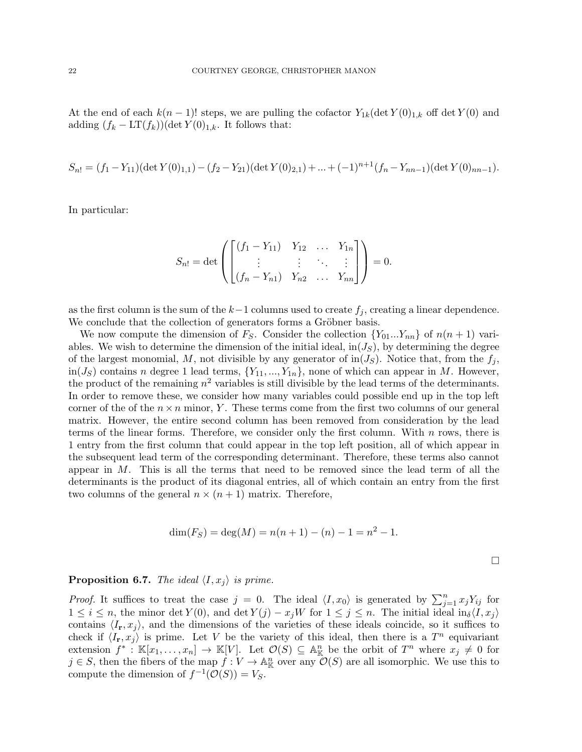At the end of each $k(n-1)!$ steps, we are pulling the cofactor $Y_{1k}(\det Y(0)_{1,k}$ off $\det Y(0)$ and adding $(f_k - \text{LT}(f_k))(\det Y(0)_{1,k}$. It follows that:

$$S_{n!} = (f_1 - Y_{11})(\det Y(0)_{1,1}) - (f_2 - Y_{21})(\det Y(0)_{2,1}) + ... + (-1)^{n+1}(f_n - Y_{nn-1})(\det Y(0)_{nn-1}).$$

In particular:

$$S_{n!} = \det \left( \begin{bmatrix} (f_1 - Y_{11}) & Y_{12} & \dots & Y_{1n} \\ \vdots & \vdots & \ddots & \vdots \\ (f_n - Y_{n1}) & Y_{n2} & \dots & Y_{nn} \end{bmatrix} \right) = 0.$$

as the first column is the sum of the $k-1$ columns used to create $f_j$, creating a linear dependence. We conclude that the collection of generators forms a Gröbner basis.

We now compute the dimension of $F_S$. Consider the collection $\{Y_{01} ... Y_{nn}\}$ of $n(n+1)$ variables. We wish to determine the dimension of the initial ideal, $\text{in}(J_S)$, by determining the degree of the largest monomial, $M$, not divisible by any generator of $\text{in}(J_S)$. Notice that, from the $f_j$, $\text{in}(J_S)$ contains $n$ degree 1 lead terms, $\{Y_{11}, ..., Y_{1n}\}$, none of which can appear in $M$. However, the product of the remaining $n^2$ variables is still divisible by the lead terms of the determinants. In order to remove these, we consider how many variables could possible end up in the top left corner of the of the $n \times n$ minor, $Y$. These terms come from the first two columns of our general matrix. However, the entire second column has been removed from consideration by the lead terms of the linear forms. Therefore, we consider only the first column. With $n$ rows, there is 1 entry from the first column that could appear in the top left position, all of which appear in the subsequent lead term of the corresponding determinant. Therefore, these terms also cannot appear in $M$. This is all the terms that need to be removed since the lead term of all the determinants is the product of its diagonal entries, all of which contain an entry from the first two columns of the general $n \times (n+1)$ matrix. Therefore,

$$\dim(F_S) = \deg(M) = n(n+1) - (n) - 1 = n^2 - 1.$$

□

**Proposition 6.7.** *The ideal $\langle I, x_j \rangle$ is prime.*

*Proof.* It suffices to treat the case $j = 0$. The ideal $\langle I, x_0 \rangle$ is generated by $\sum_{j=1}^{n} x_j Y_{ij}$ for $1 \leq i \leq n$, the minor $\det Y(0)$, and $\det Y(j) - x_j W$ for $1 \leq j \leq n$. The initial ideal $\text{in}_\delta \langle I, x_j \rangle$ contains $\langle I_{\mathbf{r}}, x_j \rangle$, and the dimensions of the varieties of these ideals coincide, so it suffices to check if $\langle I_{\mathbf{r}}, x_j \rangle$ is prime. Let $V$ be the variety of this ideal, then there is a $T^n$ equivariant extension $f^* : \mathbb{K}[x_1, \dots, x_n] \to \mathbb{K}[V]$. Let $\mathcal{O}(S) \subseteq \mathbb{A}^n_{\mathbb{K}}$ be the orbit of $T^n$ where $x_j \neq 0$ for $j \in S$, then the fibers of the map $f : V \to \mathbb{A}^n_{\mathbb{K}}$ over any $\mathcal{O}(S)$ are all isomorphic. We use this to compute the dimension of $f^{-1}(\mathcal{O}(S)) = V_S$.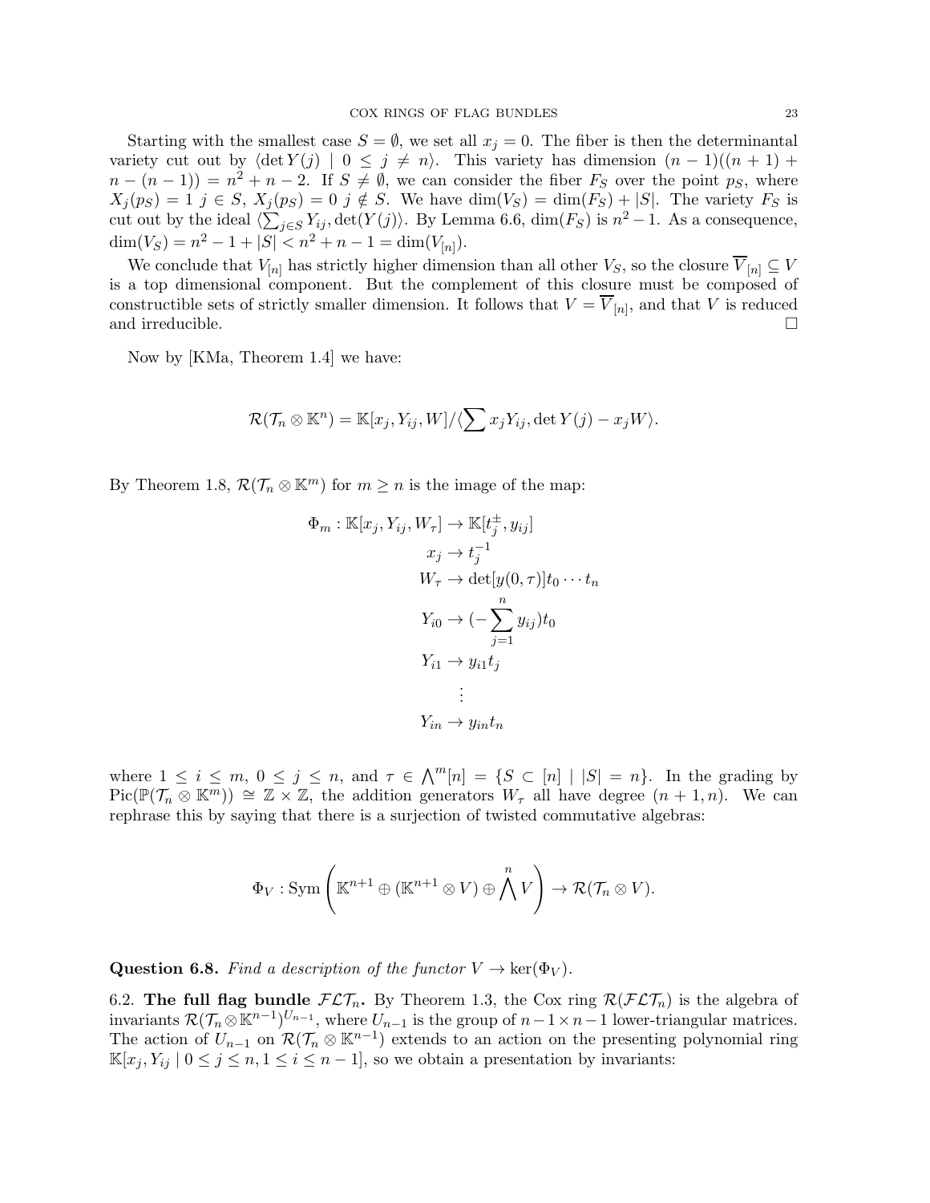Starting with the smallest case $S = \emptyset$, we set all $x_j = 0$. The fiber is then the determinantal variety cut out by $\langle \det Y(j) \mid 0 \leq j \neq n\rangle$. This variety has dimension $(n-1)((n+1) + n - (n-1)) = n^2 + n - 2$. If $S \neq \emptyset$, we can consider the fiber $F_S$ over the point $p_S$, where $X_j(p_S) = 1$ $j \in S$, $X_j(p_S) = 0$ $j \notin S$. We have $\dim(V_S) = \dim(F_S) + |S|$. The variety $F_S$ is cut out by the ideal $\langle \sum_{j \in S} Y_{ij}, \det(Y(j))\rangle$. By Lemma 6.6, $\dim(F_S)$ is $n^2 - 1$. As a consequence, $\dim(V_S) = n^2 - 1 + |S| < n^2 + n - 1 = \dim(V_{[n]})$.

We conclude that $V_{[n]}$ has strictly higher dimension than all other $V_S$, so the closure $\overline{V}_{[n]} \subseteq V$ is a top dimensional component. But the complement of this closure must be composed of constructible sets of strictly smaller dimension. It follows that $V = \overline{V}_{[n]}$, and that $V$ is reduced and irreducible. □

Now by [KMa, Theorem 1.4] we have:

$$\mathcal{R}(\mathcal{T}_n \otimes \mathbb{K}^n) = \mathbb{K}[x_j, Y_{ij}, W]/\langle \sum x_j Y_{ij}, \det Y(j) - x_j W\rangle.$$

By Theorem 1.8, $\mathcal{R}(\mathcal{T}_n \otimes \mathbb{K}^m)$ for $m \geq n$ is the image of the map:

$$\begin{aligned}
\Phi_m : \mathbb{K}[x_j, Y_{ij}, W_\tau] &\to \mathbb{K}[t_j^{\pm}, y_{ij}] \\
x_j &\to t_j^{-1} \\
W_\tau &\to \det[y(0,\tau)] t_0 \cdots t_n \\
Y_{i0} &\to (-\sum_{j=1}^{n} y_{ij}) t_0 \\
Y_{i1} &\to y_{i1} t_j \\
&\vdots \\
Y_{in} &\to y_{in} t_n
\end{aligned}$$

where $1 \leq i \leq m$, $0 \leq j \leq n$, and $\tau \in \bigwedge^m [n] = \{S \subset [n] \mid |S| = n\}$. In the grading by $\mathrm{Pic}(\mathbb{P}(\mathcal{T}_n \otimes \mathbb{K}^m)) \cong \mathbb{Z} \times \mathbb{Z}$, the addition generators $W_\tau$ all have degree $(n+1, n)$. We can rephrase this by saying that there is a surjection of twisted commutative algebras:

$$\Phi_V : \mathrm{Sym}\left(\mathbb{K}^{n+1} \oplus (\mathbb{K}^{n+1} \otimes V) \oplus \bigwedge^n V\right) \to \mathcal{R}(\mathcal{T}_n \otimes V).$$

**Question 6.8.** *Find a description of the functor $V \to \ker(\Phi_V)$.*

6.2. **The full flag bundle $\mathcal{FLT}_n$.** By Theorem 1.3, the Cox ring $\mathcal{R}(\mathcal{FLT}_n)$ is the algebra of invariants $\mathcal{R}(\mathcal{T}_n \otimes \mathbb{K}^{n-1})^{U_{n-1}}$, where $U_{n-1}$ is the group of $n-1 \times n-1$ lower-triangular matrices. The action of $U_{n-1}$ on $\mathcal{R}(\mathcal{T}_n \otimes \mathbb{K}^{n-1})$ extends to an action on the presenting polynomial ring $\mathbb{K}[x_j, Y_{ij} \mid 0 \leq j \leq n, 1 \leq i \leq n-1]$, so we obtain a presentation by invariants: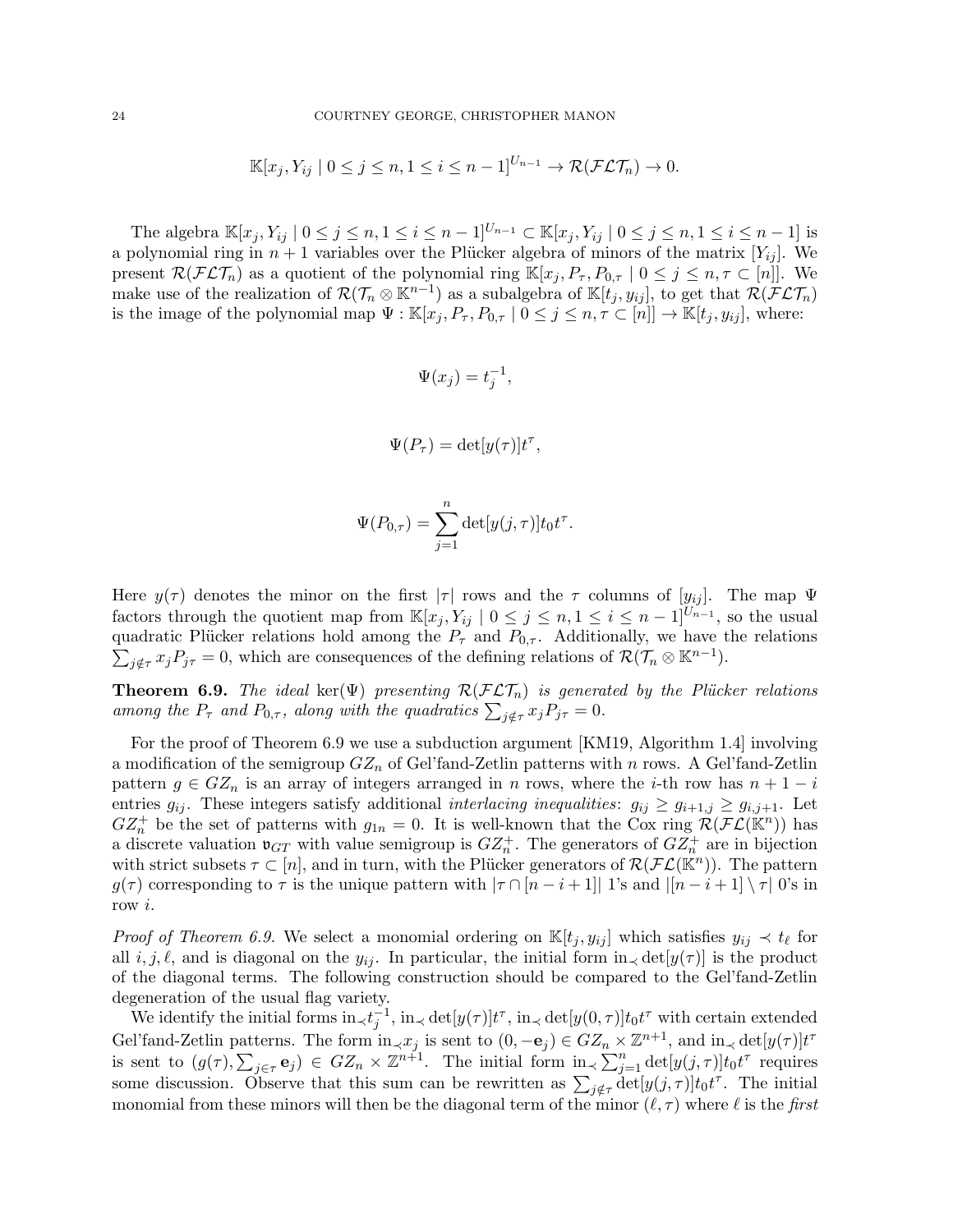$$\mathbb{K}[x_j, Y_{ij} \mid 0 \leq j \leq n, 1 \leq i \leq n-1]^{U_{n-1}} \to \mathcal{R}(\mathcal{FLT}_n) \to 0.$$

The algebra $\mathbb{K}[x_j, Y_{ij} \mid 0 \leq j \leq n, 1 \leq i \leq n-1]^{U_{n-1}} \subset \mathbb{K}[x_j, Y_{ij} \mid 0 \leq j \leq n, 1 \leq i \leq n-1]$ is a polynomial ring in $n+1$ variables over the Plücker algebra of minors of the matrix $[Y_{ij}]$. We present $\mathcal{R}(\mathcal{FLT}_n)$ as a quotient of the polynomial ring $\mathbb{K}[x_j, P_\tau, P_{0,\tau} \mid 0 \leq j \leq n, \tau \subset [n]]$. We make use of the realization of $\mathcal{R}(\mathcal{T}_n \otimes \mathbb{K}^{n-1})$ as a subalgebra of $\mathbb{K}[t_j, y_{ij}]$, to get that $\mathcal{R}(\mathcal{FLT}_n)$ is the image of the polynomial map $\Psi : \mathbb{K}[x_j, P_\tau, P_{0,\tau} \mid 0 \leq j \leq n, \tau \subset [n]] \to \mathbb{K}[t_j, y_{ij}]$, where:

$$\Psi(x_j) = t_j^{-1},$$

$$\Psi(P_\tau) = \det[y(\tau)]t^\tau,$$

$$\Psi(P_{0,\tau}) = \sum_{j=1}^{n} \det[y(j,\tau)]t_0 t^\tau.$$

Here $y(\tau)$ denotes the minor on the first $|\tau|$ rows and the $\tau$ columns of $[y_{ij}]$. The map $\Psi$ factors through the quotient map from $\mathbb{K}[x_j, Y_{ij} \mid 0 \leq j \leq n, 1 \leq i \leq n-1]^{U_{n-1}}$, so the usual quadratic Plücker relations hold among the $P_\tau$ and $P_{0,\tau}$. Additionally, we have the relations $\sum_{j \notin \tau} x_j P_{j\tau} = 0$, which are consequences of the defining relations of $\mathcal{R}(\mathcal{T}_n \otimes \mathbb{K}^{n-1})$.

**Theorem 6.9.** *The ideal* $\ker(\Psi)$ *presenting* $\mathcal{R}(\mathcal{FLT}_n)$ *is generated by the Plücker relations among the* $P_\tau$ *and* $P_{0,\tau}$*, along with the quadratics* $\sum_{j \notin \tau} x_j P_{j\tau} = 0$.

For the proof of Theorem 6.9 we use a subduction argument [KM19, Algorithm 1.4] involving a modification of the semigroup $GZ_n$ of Gel'fand-Zetlin patterns with $n$ rows. A Gel'fand-Zetlin pattern $g \in GZ_n$ is an array of integers arranged in $n$ rows, where the $i$-th row has $n+1-i$ entries $g_{ij}$. These integers satisfy additional *interlacing inequalities*: $g_{ij} \geq g_{i+1,j} \geq g_{i,j+1}$. Let $GZ_n^+$ be the set of patterns with $g_{1n} = 0$. It is well-known that the Cox ring $\mathcal{R}(\mathcal{FL}(\mathbb{K}^n))$ has a discrete valuation $\mathfrak{v}_{GT}$ with value semigroup is $GZ_n^+$. The generators of $GZ_n^+$ are in bijection with strict subsets $\tau \subset [n]$, and in turn, with the Plücker generators of $\mathcal{R}(\mathcal{FL}(\mathbb{K}^n))$. The pattern $g(\tau)$ corresponding to $\tau$ is the unique pattern with $|\tau \cap [n-i+1]|$ 1's and $|[n-i+1] \setminus \tau|$ 0's in row $i$.

*Proof of Theorem 6.9.* We select a monomial ordering on $\mathbb{K}[t_j, y_{ij}]$ which satisfies $y_{ij} \prec t_\ell$ for all $i, j, \ell$, and is diagonal on the $y_{ij}$. In particular, the initial form $\mathrm{in}_\prec \det[y(\tau)]$ is the product of the diagonal terms. The following construction should be compared to the Gel'fand-Zetlin degeneration of the usual flag variety.

We identify the initial forms $\mathrm{in}_\prec t_j^{-1}$, $\mathrm{in}_\prec \det[y(\tau)]t^\tau$, $\mathrm{in}_\prec \det[y(0,\tau)]t_0 t^\tau$ with certain extended Gel'fand-Zetlin patterns. The form $\mathrm{in}_\prec x_j$ is sent to $(0, -\mathbf{e}_j) \in GZ_n \times \mathbb{Z}^{n+1}$, and $\mathrm{in}_\prec \det[y(\tau)]t^\tau$ is sent to $(g(\tau), \sum_{j \in \tau} \mathbf{e}_j) \in GZ_n \times \mathbb{Z}^{n+1}$. The initial form $\mathrm{in}_\prec \sum_{j=1}^{n} \det[y(j,\tau)]t_0 t^\tau$ requires some discussion. Observe that this sum can be rewritten as $\sum_{j \notin \tau} \det[y(j,\tau)]t_0 t^\tau$. The initial monomial from these minors will then be the diagonal term of the minor $(\ell, \tau)$ where $\ell$ is the *first*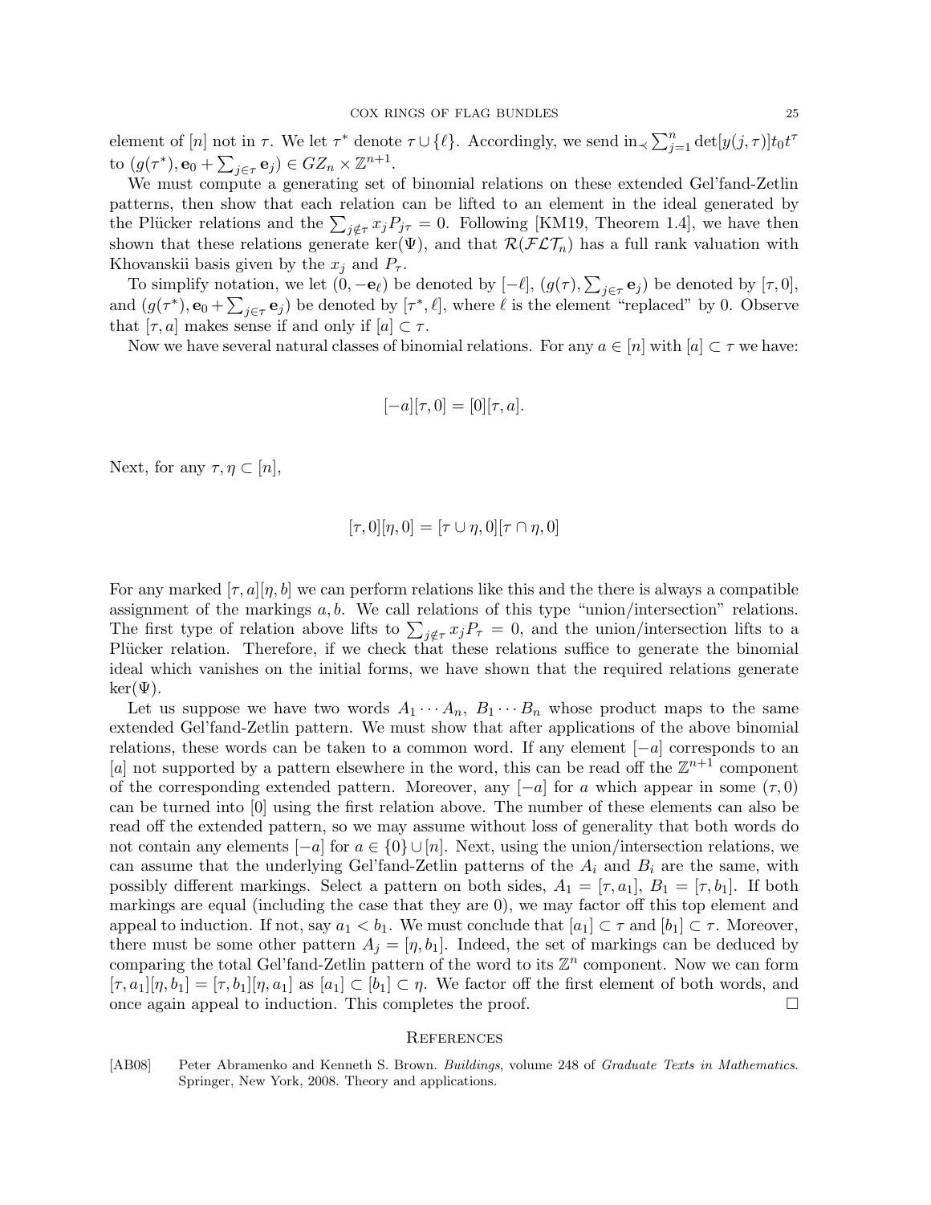element of $[n]$ not in $\tau$. We let $\tau^*$ denote $\tau \cup \{\ell\}$. Accordingly, we send $\text{in}_\prec \sum_{j=1}^n \det[y(j,\tau)] t_0 t^\tau$ to $(g(\tau^*), \mathbf{e}_0 + \sum_{j\in\tau} \mathbf{e}_j) \in GZ_n \times \mathbb{Z}^{n+1}$.

We must compute a generating set of binomial relations on these extended Gel'fand-Zetlin patterns, then show that each relation can be lifted to an element in the ideal generated by the Plücker relations and the $\sum_{j\notin\tau} x_j P_{j\tau} = 0$. Following [KM19, Theorem 1.4], we have then shown that these relations generate $\ker(\Psi)$, and that $\mathcal{R}(\mathcal{FLT}_n)$ has a full rank valuation with Khovanskii basis given by the $x_j$ and $P_\tau$.

To simplify notation, we let $(0, -\mathbf{e}_\ell)$ be denoted by $[-\ell]$, $(g(\tau), \sum_{j\in\tau} \mathbf{e}_j)$ be denoted by $[\tau, 0]$, and $(g(\tau^*), \mathbf{e}_0 + \sum_{j\in\tau} \mathbf{e}_j)$ be denoted by $[\tau^*, \ell]$, where $\ell$ is the element "replaced" by 0. Observe that $[\tau, a]$ makes sense if and only if $[a] \subset \tau$.

Now we have several natural classes of binomial relations. For any $a \in [n]$ with $[a] \subset \tau$ we have:

$$[-a][\tau, 0] = [0][\tau, a].$$

Next, for any $\tau, \eta \subset [n]$,

$$[\tau, 0][\eta, 0] = [\tau \cup \eta, 0][\tau \cap \eta, 0]$$

For any marked $[\tau, a][\eta, b]$ we can perform relations like this and the there is always a compatible assignment of the markings $a, b$. We call relations of this type "union/intersection" relations. The first type of relation above lifts to $\sum_{j\notin\tau} x_j P_\tau = 0$, and the union/intersection lifts to a Plücker relation. Therefore, if we check that these relations suffice to generate the binomial ideal which vanishes on the initial forms, we have shown that the required relations generate $\ker(\Psi)$.

Let us suppose we have two words $A_1 \cdots A_n$, $B_1 \cdots B_n$ whose product maps to the same extended Gel'fand-Zetlin pattern. We must show that after applications of the above binomial relations, these words can be taken to a common word. If any element $[-a]$ corresponds to an $[a]$ not supported by a pattern elsewhere in the word, this can be read off the $\mathbb{Z}^{n+1}$ component of the corresponding extended pattern. Moreover, any $[-a]$ for $a$ which appear in some $(\tau, 0)$ can be turned into $[0]$ using the first relation above. The number of these elements can also be read off the extended pattern, so we may assume without loss of generality that both words do not contain any elements $[-a]$ for $a \in \{0\} \cup [n]$. Next, using the union/intersection relations, we can assume that the underlying Gel'fand-Zetlin patterns of the $A_i$ and $B_i$ are the same, with possibly different markings. Select a pattern on both sides, $A_1 = [\tau, a_1]$, $B_1 = [\tau, b_1]$. If both markings are equal (including the case that they are 0), we may factor off this top element and appeal to induction. If not, say $a_1 < b_1$. We must conclude that $[a_1] \subset \tau$ and $[b_1] \subset \tau$. Moreover, there must be some other pattern $A_j = [\eta, b_1]$. Indeed, the set of markings can be deduced by comparing the total Gel'fand-Zetlin pattern of the word to its $\mathbb{Z}^n$ component. Now we can form $[\tau, a_1][\eta, b_1] = [\tau, b_1][\eta, a_1]$ as $[a_1] \subset [b_1] \subset \eta$. We factor off the first element of both words, and once again appeal to induction. This completes the proof. $\square$

## References

[AB08] Peter Abramenko and Kenneth S. Brown. *Buildings*, volume 248 of *Graduate Texts in Mathematics*. Springer, New York, 2008. Theory and applications.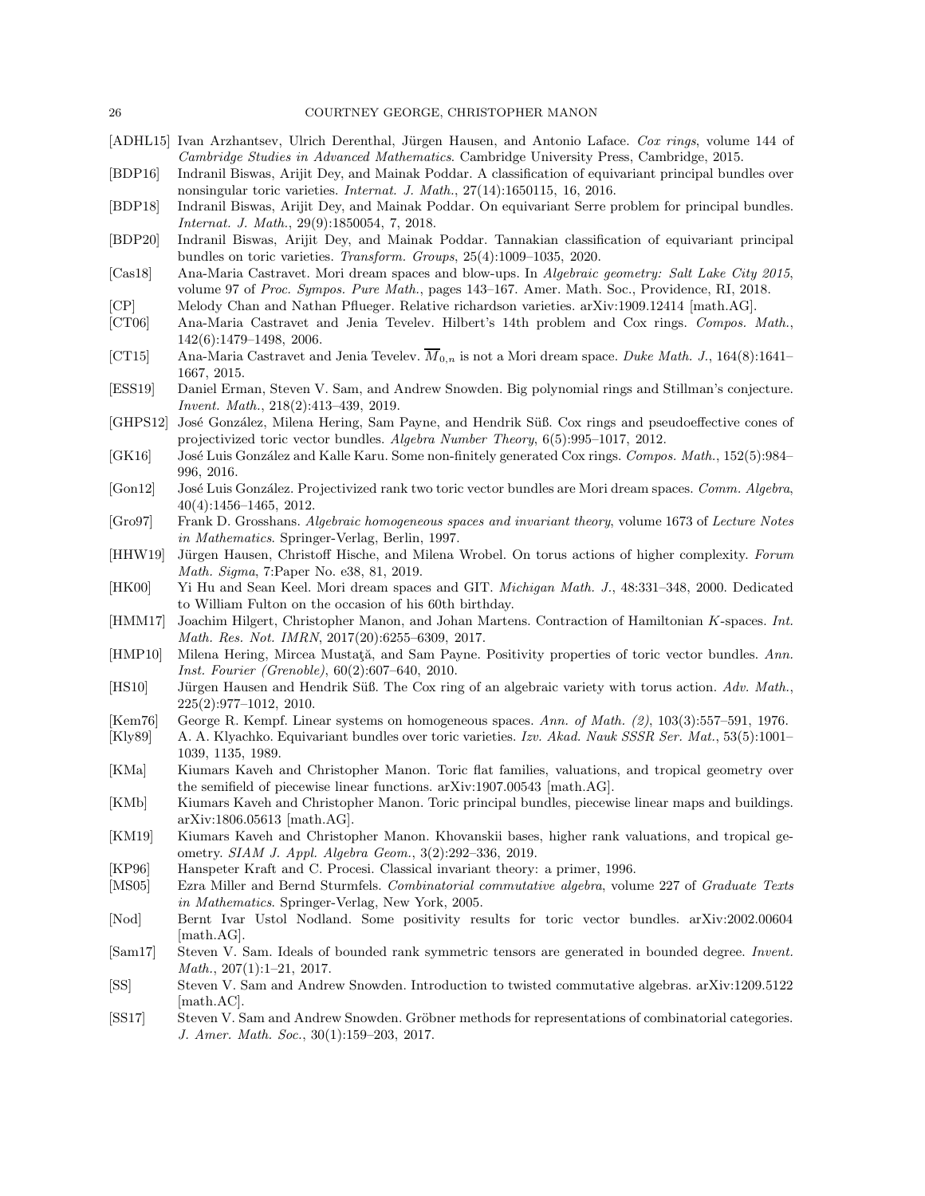[ADHL15] Ivan Arzhantsev, Ulrich Derenthal, Jürgen Hausen, and Antonio Laface. *Cox rings*, volume 144 of *Cambridge Studies in Advanced Mathematics*. Cambridge University Press, Cambridge, 2015.

[BDP16] Indranil Biswas, Arijit Dey, and Mainak Poddar. A classification of equivariant principal bundles over nonsingular toric varieties. *Internat. J. Math.*, 27(14):1650115, 16, 2016.

[BDP18] Indranil Biswas, Arijit Dey, and Mainak Poddar. On equivariant Serre problem for principal bundles. *Internat. J. Math.*, 29(9):1850054, 7, 2018.

[BDP20] Indranil Biswas, Arijit Dey, and Mainak Poddar. Tannakian classification of equivariant principal bundles on toric varieties. *Transform. Groups*, 25(4):1009–1035, 2020.

[Cas18] Ana-Maria Castravet. Mori dream spaces and blow-ups. In *Algebraic geometry: Salt Lake City 2015*, volume 97 of *Proc. Sympos. Pure Math.*, pages 143–167. Amer. Math. Soc., Providence, RI, 2018.

[CP] Melody Chan and Nathan Pflueger. Relative richardson varieties. arXiv:1909.12414 [math.AG].

[CT06] Ana-Maria Castravet and Jenia Tevelev. Hilbert's 14th problem and Cox rings. *Compos. Math.*, 142(6):1479–1498, 2006.

[CT15] Ana-Maria Castravet and Jenia Tevelev. $\overline{M}_{0,n}$ is not a Mori dream space. *Duke Math. J.*, 164(8):1641–1667, 2015.

[ESS19] Daniel Erman, Steven V. Sam, and Andrew Snowden. Big polynomial rings and Stillman's conjecture. *Invent. Math.*, 218(2):413–439, 2019.

[GHPS12] José González, Milena Hering, Sam Payne, and Hendrik Süß. Cox rings and pseudoeffective cones of projectivized toric vector bundles. *Algebra Number Theory*, 6(5):995–1017, 2012.

[GK16] José Luis González and Kalle Karu. Some non-finitely generated Cox rings. *Compos. Math.*, 152(5):984–996, 2016.

[Gon12] José Luis González. Projectivized rank two toric vector bundles are Mori dream spaces. *Comm. Algebra*, 40(4):1456–1465, 2012.

[Gro97] Frank D. Grosshans. *Algebraic homogeneous spaces and invariant theory*, volume 1673 of *Lecture Notes in Mathematics*. Springer-Verlag, Berlin, 1997.

[HHW19] Jürgen Hausen, Christoff Hische, and Milena Wrobel. On torus actions of higher complexity. *Forum Math. Sigma*, 7:Paper No. e38, 81, 2019.

[HK00] Yi Hu and Sean Keel. Mori dream spaces and GIT. *Michigan Math. J.*, 48:331–348, 2000. Dedicated to William Fulton on the occasion of his 60th birthday.

[HMM17] Joachim Hilgert, Christopher Manon, and Johan Martens. Contraction of Hamiltonian $K$-spaces. *Int. Math. Res. Not. IMRN*, 2017(20):6255–6309, 2017.

[HMP10] Milena Hering, Mircea Mustaţă, and Sam Payne. Positivity properties of toric vector bundles. *Ann. Inst. Fourier (Grenoble)*, 60(2):607–640, 2010.

[HS10] Jürgen Hausen and Hendrik Süß. The Cox ring of an algebraic variety with torus action. *Adv. Math.*, 225(2):977–1012, 2010.

[Kem76] George R. Kempf. Linear systems on homogeneous spaces. *Ann. of Math. (2)*, 103(3):557–591, 1976.

[Kly89] A. A. Klyachko. Equivariant bundles over toric varieties. *Izv. Akad. Nauk SSSR Ser. Mat.*, 53(5):1001–1039, 1135, 1989.

[KMa] Kiumars Kaveh and Christopher Manon. Toric flat families, valuations, and tropical geometry over the semifield of piecewise linear functions. arXiv:1907.00543 [math.AG].

[KMb] Kiumars Kaveh and Christopher Manon. Toric principal bundles, piecewise linear maps and buildings. arXiv:1806.05613 [math.AG].

[KM19] Kiumars Kaveh and Christopher Manon. Khovanskii bases, higher rank valuations, and tropical geometry. *SIAM J. Appl. Algebra Geom.*, 3(2):292–336, 2019.

[KP96] Hanspeter Kraft and C. Procesi. Classical invariant theory: a primer, 1996.

[MS05] Ezra Miller and Bernd Sturmfels. *Combinatorial commutative algebra*, volume 227 of *Graduate Texts in Mathematics*. Springer-Verlag, New York, 2005.

[Nod] Bernt Ivar Ustol Nodland. Some positivity results for toric vector bundles. arXiv:2002.00604 [math.AG].

[Sam17] Steven V. Sam. Ideals of bounded rank symmetric tensors are generated in bounded degree. *Invent. Math.*, 207(1):1–21, 2017.

[SS] Steven V. Sam and Andrew Snowden. Introduction to twisted commutative algebras. arXiv:1209.5122 [math.AC].

[SS17] Steven V. Sam and Andrew Snowden. Gröbner methods for representations of combinatorial categories. *J. Amer. Math. Soc.*, 30(1):159–203, 2017.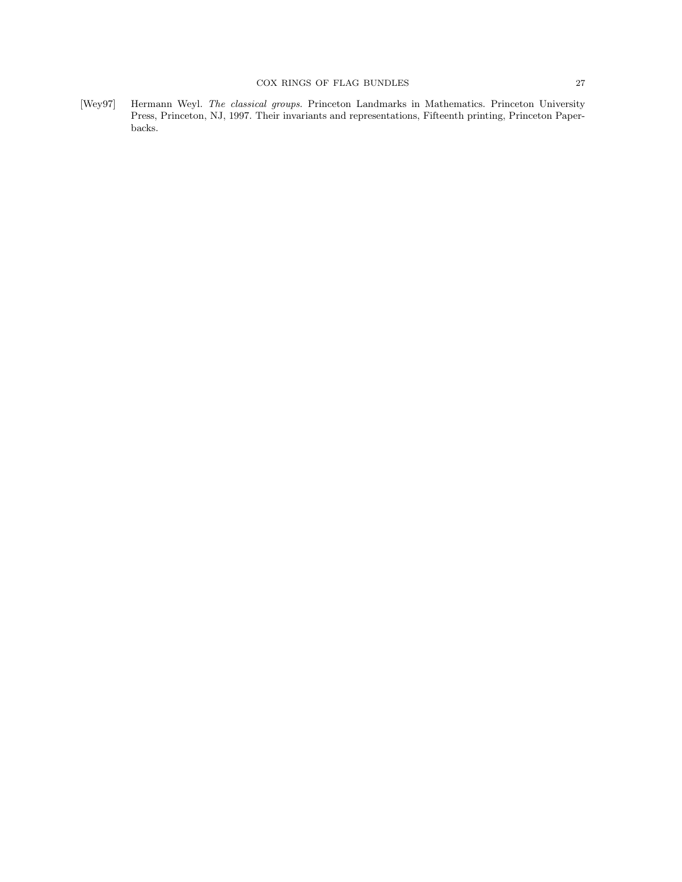[Wey97] Hermann Weyl. *The classical groups*. Princeton Landmarks in Mathematics. Princeton University Press, Princeton, NJ, 1997. Their invariants and representations, Fifteenth printing, Princeton Paperbacks.